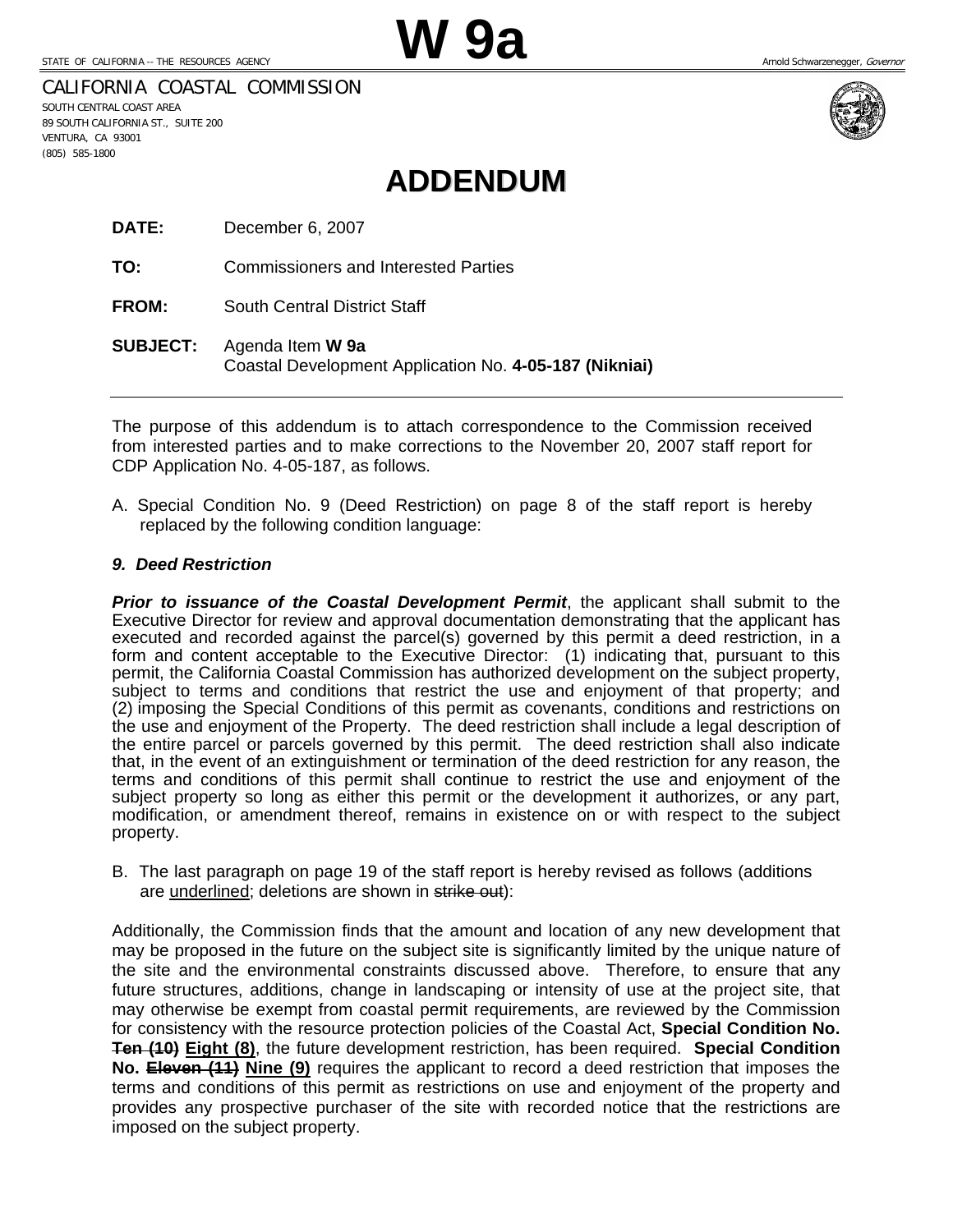STATE OF CALIFORNIA -- THE RESOURCES AGENCY

# W 9a

Arnold Schwarzenegger, *Governor*

CALIFORNIA COASTAL COMMISSION
SOUTH CENTRAL COAST AREA
89 SOUTH CALIFORNIA ST., SUITE 200
VENTURA, CA 93001
(805) 585-1800

# ADDENDUM

**DATE:** December 6, 2007

**TO:** Commissioners and Interested Parties

**FROM:** South Central District Staff

**SUBJECT:** Agenda Item **W 9a**
Coastal Development Application No. **4-05-187 (Nikniai)**

---

The purpose of this addendum is to attach correspondence to the Commission received from interested parties and to make corrections to the November 20, 2007 staff report for CDP Application No. 4-05-187, as follows.

A. Special Condition No. 9 (Deed Restriction) on page 8 of the staff report is hereby replaced by the following condition language:

***9. Deed Restriction***

***Prior to issuance of the Coastal Development Permit***, the applicant shall submit to the Executive Director for review and approval documentation demonstrating that the applicant has executed and recorded against the parcel(s) governed by this permit a deed restriction, in a form and content acceptable to the Executive Director: (1) indicating that, pursuant to this permit, the California Coastal Commission has authorized development on the subject property, subject to terms and conditions that restrict the use and enjoyment of that property; and (2) imposing the Special Conditions of this permit as covenants, conditions and restrictions on the use and enjoyment of the Property. The deed restriction shall include a legal description of the entire parcel or parcels governed by this permit. The deed restriction shall also indicate that, in the event of an extinguishment or termination of the deed restriction for any reason, the terms and conditions of this permit shall continue to restrict the use and enjoyment of the subject property so long as either this permit or the development it authorizes, or any part, modification, or amendment thereof, remains in existence on or with respect to the subject property.

B. The last paragraph on page 19 of the staff report is hereby revised as follows (additions are <u>underlined</u>; deletions are shown in ~~strike out~~):

Additionally, the Commission finds that the amount and location of any new development that may be proposed in the future on the subject site is significantly limited by the unique nature of the site and the environmental constraints discussed above. Therefore, to ensure that any future structures, additions, change in landscaping or intensity of use at the project site, that may otherwise be exempt from coastal permit requirements, are reviewed by the Commission for consistency with the resource protection policies of the Coastal Act, **Special Condition No. ~~Ten (10)~~ <u>Eight (8)</u>**, the future development restriction, has been required. **Special Condition No. ~~Eleven (11)~~ <u>Nine (9)</u>** requires the applicant to record a deed restriction that imposes the terms and conditions of this permit as restrictions on use and enjoyment of the property and provides any prospective purchaser of the site with recorded notice that the restrictions are imposed on the subject property.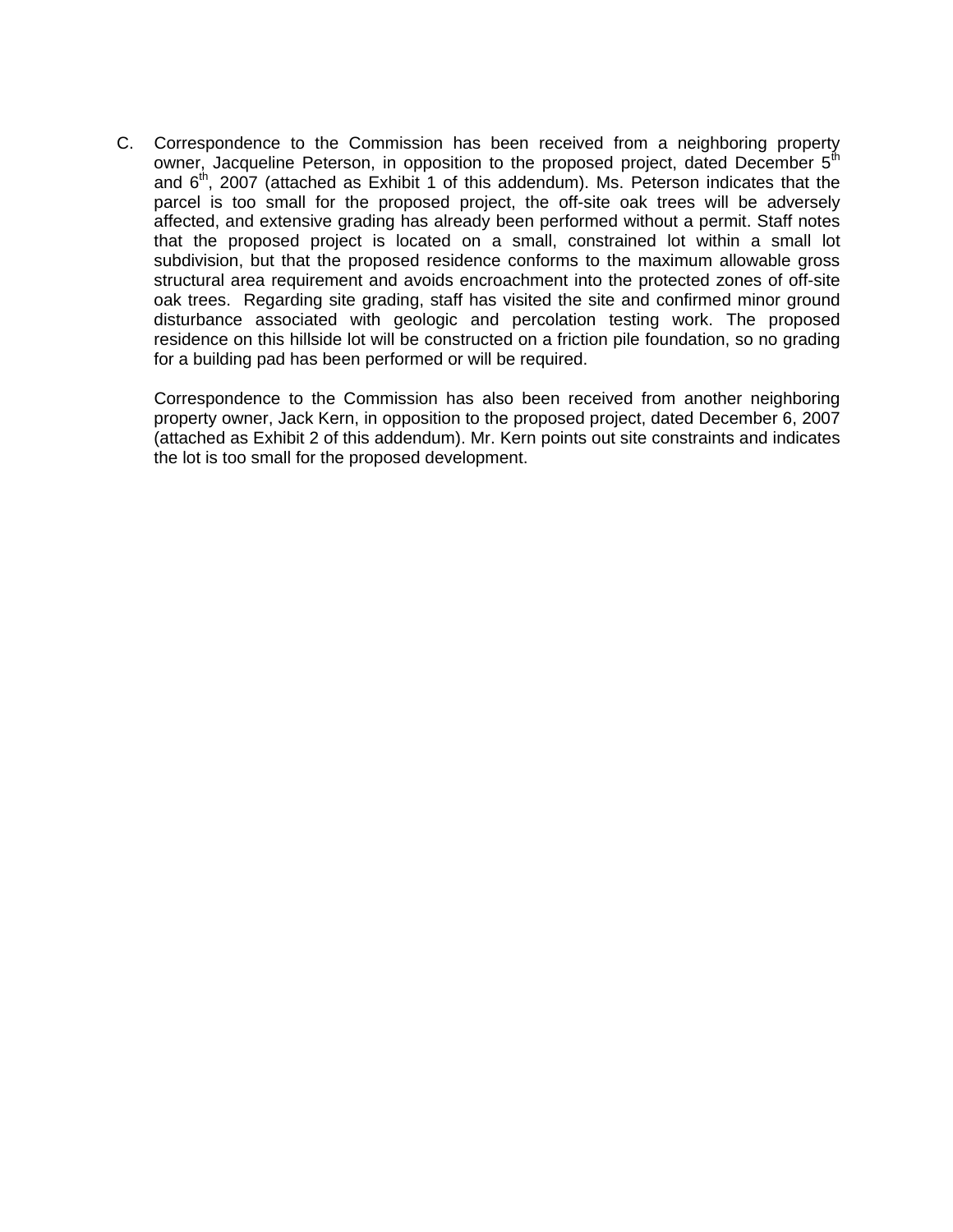C. Correspondence to the Commission has been received from a neighboring property owner, Jacqueline Peterson, in opposition to the proposed project, dated December 5th and 6th, 2007 (attached as Exhibit 1 of this addendum). Ms. Peterson indicates that the parcel is too small for the proposed project, the off-site oak trees will be adversely affected, and extensive grading has already been performed without a permit. Staff notes that the proposed project is located on a small, constrained lot within a small lot subdivision, but that the proposed residence conforms to the maximum allowable gross structural area requirement and avoids encroachment into the protected zones of off-site oak trees. Regarding site grading, staff has visited the site and confirmed minor ground disturbance associated with geologic and percolation testing work. The proposed residence on this hillside lot will be constructed on a friction pile foundation, so no grading for a building pad has been performed or will be required.

   Correspondence to the Commission has also been received from another neighboring property owner, Jack Kern, in opposition to the proposed project, dated December 6, 2007 (attached as Exhibit 2 of this addendum). Mr. Kern points out site constraints and indicates the lot is too small for the proposed development.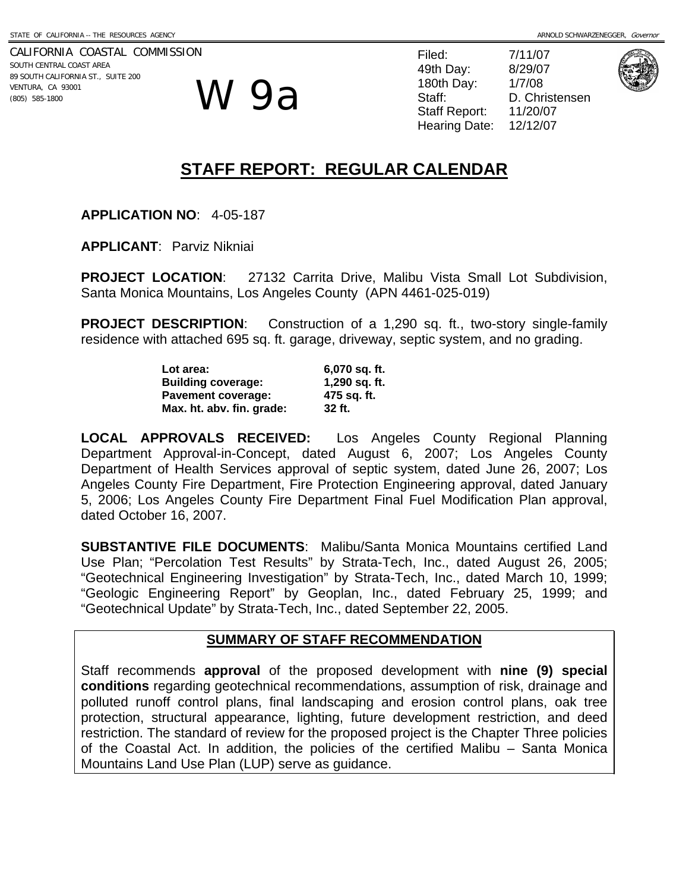STATE OF CALIFORNIA -- THE RESOURCES AGENCY — ARNOLD SCHWARZENEGGER, *Governor*

CALIFORNIA COASTAL COMMISSION
SOUTH CENTRAL COAST AREA
89 SOUTH CALIFORNIA ST., SUITE 200
VENTURA, CA 93001
(805) 585-1800

# W 9a

Filed: 7/11/07
49th Day: 8/29/07
180th Day: 1/7/08
Staff: D. Christensen
Staff Report: 11/20/07
Hearing Date: 12/12/07

## STAFF REPORT: REGULAR CALENDAR

**APPLICATION NO**: 4-05-187

**APPLICANT**: Parviz Nikniai

**PROJECT LOCATION**: 27132 Carrita Drive, Malibu Vista Small Lot Subdivision, Santa Monica Mountains, Los Angeles County (APN 4461-025-019)

**PROJECT DESCRIPTION**: Construction of a 1,290 sq. ft., two-story single-family residence with attached 695 sq. ft. garage, driveway, septic system, and no grading.

| | |
|---|---|
| **Lot area:** | **6,070 sq. ft.** |
| **Building coverage:** | **1,290 sq. ft.** |
| **Pavement coverage:** | **475 sq. ft.** |
| **Max. ht. abv. fin. grade:** | **32 ft.** |

**LOCAL APPROVALS RECEIVED:** Los Angeles County Regional Planning Department Approval-in-Concept, dated August 6, 2007; Los Angeles County Department of Health Services approval of septic system, dated June 26, 2007; Los Angeles County Fire Department, Fire Protection Engineering approval, dated January 5, 2006; Los Angeles County Fire Department Final Fuel Modification Plan approval, dated October 16, 2007.

**SUBSTANTIVE FILE DOCUMENTS**: Malibu/Santa Monica Mountains certified Land Use Plan; "Percolation Test Results" by Strata-Tech, Inc., dated August 26, 2005; "Geotechnical Engineering Investigation" by Strata-Tech, Inc., dated March 10, 1999; "Geologic Engineering Report" by Geoplan, Inc., dated February 25, 1999; and "Geotechnical Update" by Strata-Tech, Inc., dated September 22, 2005.

### SUMMARY OF STAFF RECOMMENDATION

Staff recommends **approval** of the proposed development with **nine (9) special conditions** regarding geotechnical recommendations, assumption of risk, drainage and polluted runoff control plans, final landscaping and erosion control plans, oak tree protection, structural appearance, lighting, future development restriction, and deed restriction. The standard of review for the proposed project is the Chapter Three policies of the Coastal Act. In addition, the policies of the certified Malibu – Santa Monica Mountains Land Use Plan (LUP) serve as guidance.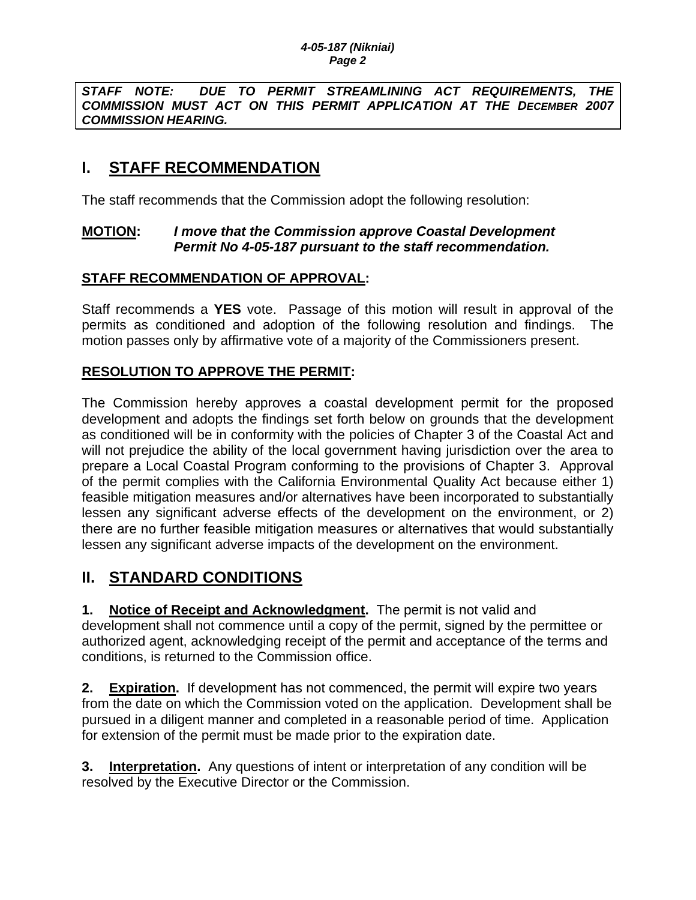***STAFF NOTE: DUE TO PERMIT STREAMLINING ACT REQUIREMENTS, THE COMMISSION MUST ACT ON THIS PERMIT APPLICATION AT THE DECEMBER 2007 COMMISSION HEARING.***

# I. STAFF RECOMMENDATION

The staff recommends that the Commission adopt the following resolution:

**MOTION:** ***I move that the Commission approve Coastal Development Permit No 4-05-187 pursuant to the staff recommendation.***

**STAFF RECOMMENDATION OF APPROVAL:**

Staff recommends a **YES** vote. Passage of this motion will result in approval of the permits as conditioned and adoption of the following resolution and findings. The motion passes only by affirmative vote of a majority of the Commissioners present.

**RESOLUTION TO APPROVE THE PERMIT:**

The Commission hereby approves a coastal development permit for the proposed development and adopts the findings set forth below on grounds that the development as conditioned will be in conformity with the policies of Chapter 3 of the Coastal Act and will not prejudice the ability of the local government having jurisdiction over the area to prepare a Local Coastal Program conforming to the provisions of Chapter 3. Approval of the permit complies with the California Environmental Quality Act because either 1) feasible mitigation measures and/or alternatives have been incorporated to substantially lessen any significant adverse effects of the development on the environment, or 2) there are no further feasible mitigation measures or alternatives that would substantially lessen any significant adverse impacts of the development on the environment.

# II. STANDARD CONDITIONS

**1. Notice of Receipt and Acknowledgment.** The permit is not valid and development shall not commence until a copy of the permit, signed by the permittee or authorized agent, acknowledging receipt of the permit and acceptance of the terms and conditions, is returned to the Commission office.

**2. Expiration.** If development has not commenced, the permit will expire two years from the date on which the Commission voted on the application. Development shall be pursued in a diligent manner and completed in a reasonable period of time. Application for extension of the permit must be made prior to the expiration date.

**3. Interpretation.** Any questions of intent or interpretation of any condition will be resolved by the Executive Director or the Commission.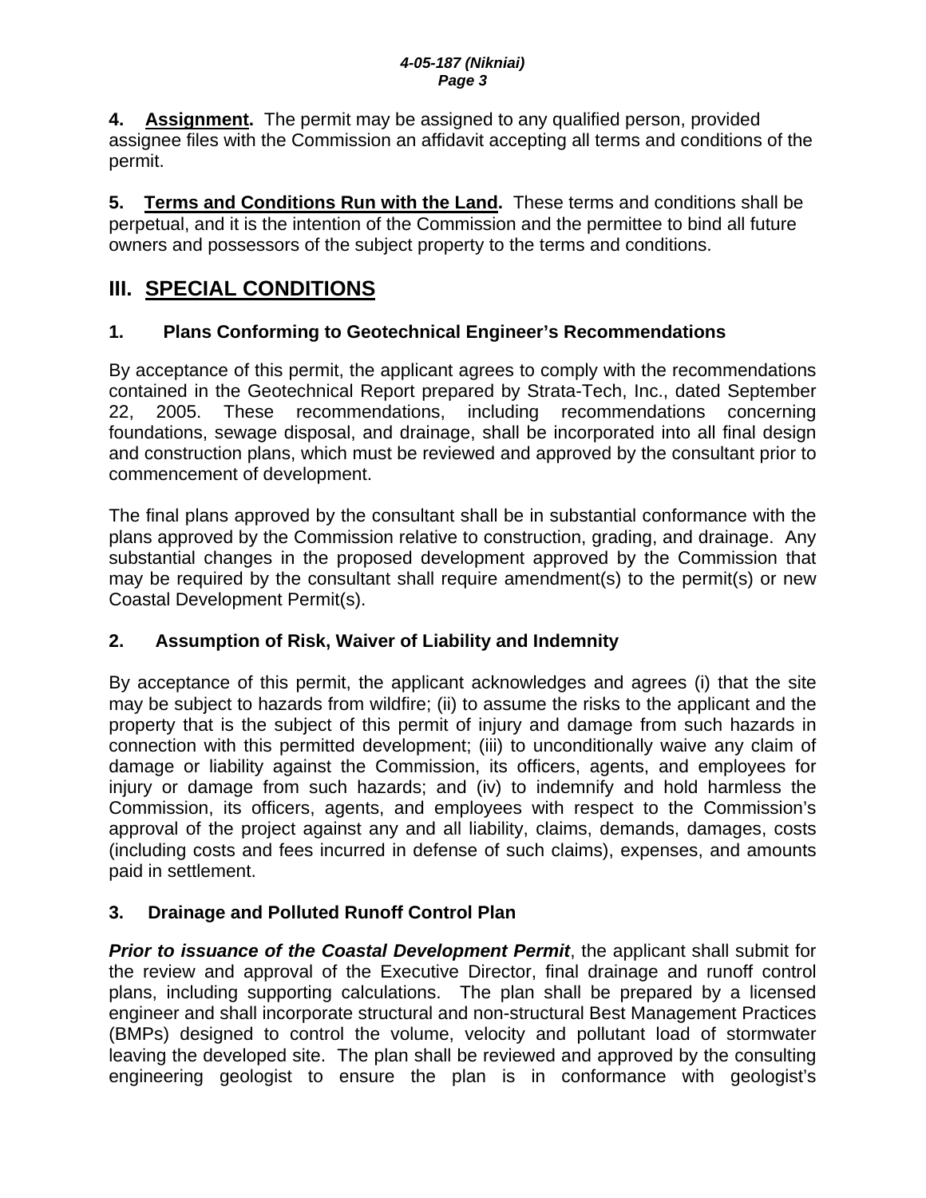**4. Assignment.** The permit may be assigned to any qualified person, provided assignee files with the Commission an affidavit accepting all terms and conditions of the permit.

**5. Terms and Conditions Run with the Land.** These terms and conditions shall be perpetual, and it is the intention of the Commission and the permittee to bind all future owners and possessors of the subject property to the terms and conditions.

## III. SPECIAL CONDITIONS

### 1. Plans Conforming to Geotechnical Engineer's Recommendations

By acceptance of this permit, the applicant agrees to comply with the recommendations contained in the Geotechnical Report prepared by Strata-Tech, Inc., dated September 22, 2005. These recommendations, including recommendations concerning foundations, sewage disposal, and drainage, shall be incorporated into all final design and construction plans, which must be reviewed and approved by the consultant prior to commencement of development.

The final plans approved by the consultant shall be in substantial conformance with the plans approved by the Commission relative to construction, grading, and drainage. Any substantial changes in the proposed development approved by the Commission that may be required by the consultant shall require amendment(s) to the permit(s) or new Coastal Development Permit(s).

### 2. Assumption of Risk, Waiver of Liability and Indemnity

By acceptance of this permit, the applicant acknowledges and agrees (i) that the site may be subject to hazards from wildfire; (ii) to assume the risks to the applicant and the property that is the subject of this permit of injury and damage from such hazards in connection with this permitted development; (iii) to unconditionally waive any claim of damage or liability against the Commission, its officers, agents, and employees for injury or damage from such hazards; and (iv) to indemnify and hold harmless the Commission, its officers, agents, and employees with respect to the Commission's approval of the project against any and all liability, claims, demands, damages, costs (including costs and fees incurred in defense of such claims), expenses, and amounts paid in settlement.

### 3. Drainage and Polluted Runoff Control Plan

***Prior to issuance of the Coastal Development Permit***, the applicant shall submit for the review and approval of the Executive Director, final drainage and runoff control plans, including supporting calculations. The plan shall be prepared by a licensed engineer and shall incorporate structural and non-structural Best Management Practices (BMPs) designed to control the volume, velocity and pollutant load of stormwater leaving the developed site. The plan shall be reviewed and approved by the consulting engineering geologist to ensure the plan is in conformance with geologist's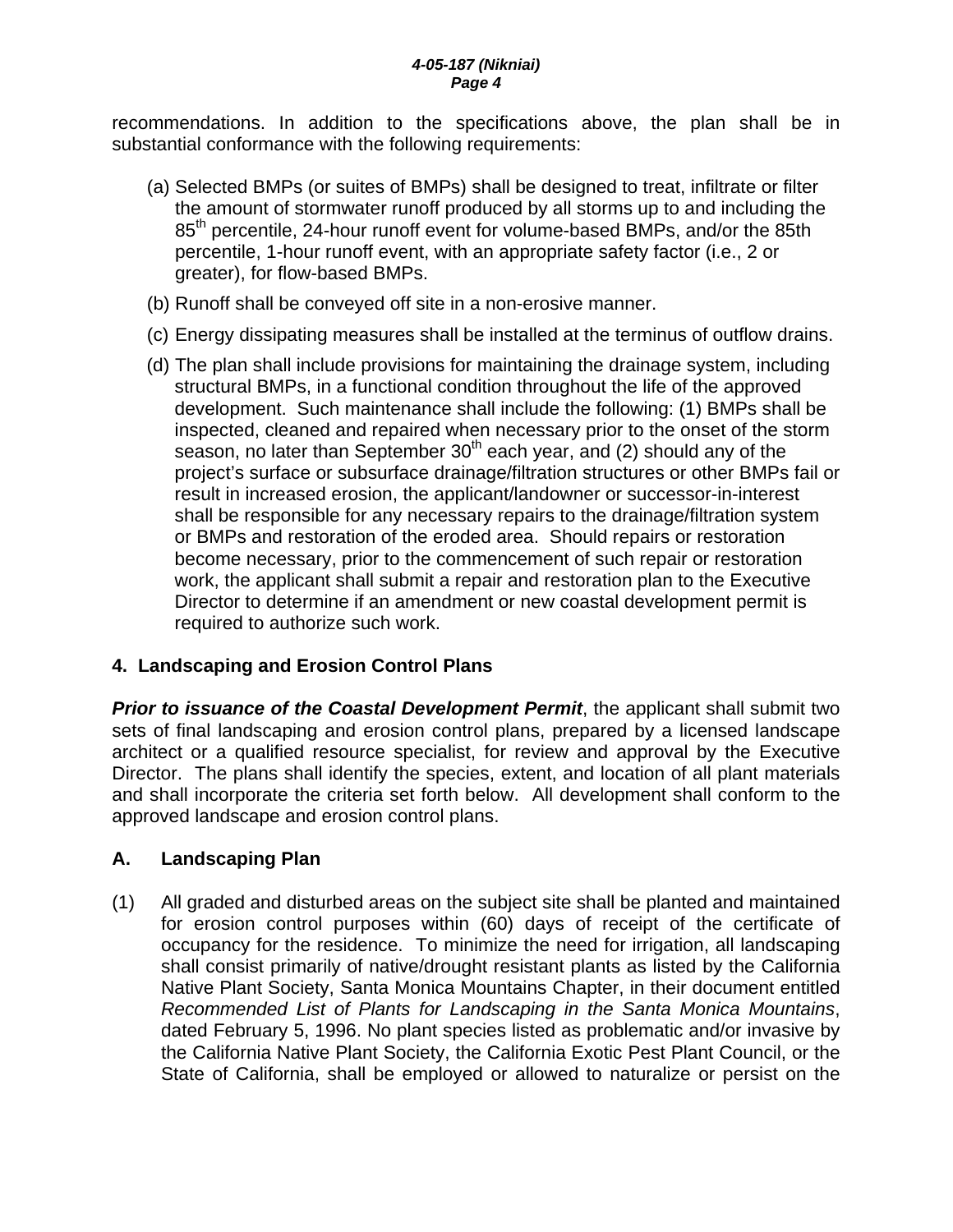recommendations. In addition to the specifications above, the plan shall be in substantial conformance with the following requirements:

(a) Selected BMPs (or suites of BMPs) shall be designed to treat, infiltrate or filter the amount of stormwater runoff produced by all storms up to and including the 85th percentile, 24-hour runoff event for volume-based BMPs, and/or the 85th percentile, 1-hour runoff event, with an appropriate safety factor (i.e., 2 or greater), for flow-based BMPs.

(b) Runoff shall be conveyed off site in a non-erosive manner.

(c) Energy dissipating measures shall be installed at the terminus of outflow drains.

(d) The plan shall include provisions for maintaining the drainage system, including structural BMPs, in a functional condition throughout the life of the approved development. Such maintenance shall include the following: (1) BMPs shall be inspected, cleaned and repaired when necessary prior to the onset of the storm season, no later than September 30th each year, and (2) should any of the project's surface or subsurface drainage/filtration structures or other BMPs fail or result in increased erosion, the applicant/landowner or successor-in-interest shall be responsible for any necessary repairs to the drainage/filtration system or BMPs and restoration of the eroded area. Should repairs or restoration become necessary, prior to the commencement of such repair or restoration work, the applicant shall submit a repair and restoration plan to the Executive Director to determine if an amendment or new coastal development permit is required to authorize such work.

### 4. Landscaping and Erosion Control Plans

***Prior to issuance of the Coastal Development Permit***, the applicant shall submit two sets of final landscaping and erosion control plans, prepared by a licensed landscape architect or a qualified resource specialist, for review and approval by the Executive Director. The plans shall identify the species, extent, and location of all plant materials and shall incorporate the criteria set forth below. All development shall conform to the approved landscape and erosion control plans.

### A. Landscaping Plan

(1) All graded and disturbed areas on the subject site shall be planted and maintained for erosion control purposes within (60) days of receipt of the certificate of occupancy for the residence. To minimize the need for irrigation, all landscaping shall consist primarily of native/drought resistant plants as listed by the California Native Plant Society, Santa Monica Mountains Chapter, in their document entitled *Recommended List of Plants for Landscaping in the Santa Monica Mountains*, dated February 5, 1996. No plant species listed as problematic and/or invasive by the California Native Plant Society, the California Exotic Pest Plant Council, or the State of California, shall be employed or allowed to naturalize or persist on the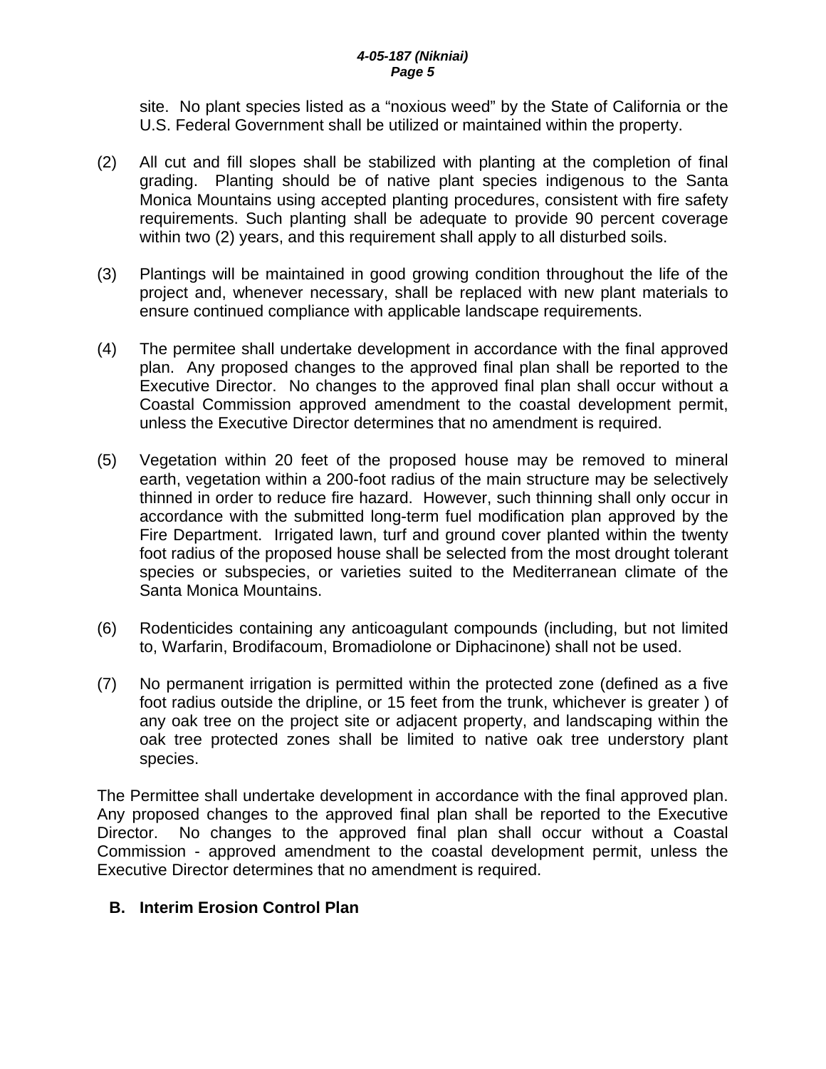site. No plant species listed as a "noxious weed" by the State of California or the U.S. Federal Government shall be utilized or maintained within the property.

(2) All cut and fill slopes shall be stabilized with planting at the completion of final grading. Planting should be of native plant species indigenous to the Santa Monica Mountains using accepted planting procedures, consistent with fire safety requirements. Such planting shall be adequate to provide 90 percent coverage within two (2) years, and this requirement shall apply to all disturbed soils.

(3) Plantings will be maintained in good growing condition throughout the life of the project and, whenever necessary, shall be replaced with new plant materials to ensure continued compliance with applicable landscape requirements.

(4) The permitee shall undertake development in accordance with the final approved plan. Any proposed changes to the approved final plan shall be reported to the Executive Director. No changes to the approved final plan shall occur without a Coastal Commission approved amendment to the coastal development permit, unless the Executive Director determines that no amendment is required.

(5) Vegetation within 20 feet of the proposed house may be removed to mineral earth, vegetation within a 200-foot radius of the main structure may be selectively thinned in order to reduce fire hazard. However, such thinning shall only occur in accordance with the submitted long-term fuel modification plan approved by the Fire Department. Irrigated lawn, turf and ground cover planted within the twenty foot radius of the proposed house shall be selected from the most drought tolerant species or subspecies, or varieties suited to the Mediterranean climate of the Santa Monica Mountains.

(6) Rodenticides containing any anticoagulant compounds (including, but not limited to, Warfarin, Brodifacoum, Bromadiolone or Diphacinone) shall not be used.

(7) No permanent irrigation is permitted within the protected zone (defined as a five foot radius outside the dripline, or 15 feet from the trunk, whichever is greater ) of any oak tree on the project site or adjacent property, and landscaping within the oak tree protected zones shall be limited to native oak tree understory plant species.

The Permittee shall undertake development in accordance with the final approved plan. Any proposed changes to the approved final plan shall be reported to the Executive Director. No changes to the approved final plan shall occur without a Coastal Commission - approved amendment to the coastal development permit, unless the Executive Director determines that no amendment is required.

**B. Interim Erosion Control Plan**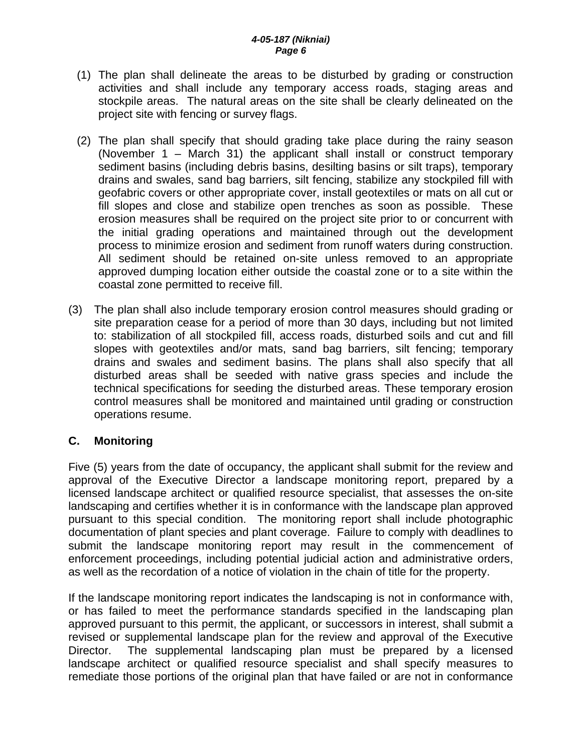(1) The plan shall delineate the areas to be disturbed by grading or construction activities and shall include any temporary access roads, staging areas and stockpile areas. The natural areas on the site shall be clearly delineated on the project site with fencing or survey flags.

(2) The plan shall specify that should grading take place during the rainy season (November 1 – March 31) the applicant shall install or construct temporary sediment basins (including debris basins, desilting basins or silt traps), temporary drains and swales, sand bag barriers, silt fencing, stabilize any stockpiled fill with geofabric covers or other appropriate cover, install geotextiles or mats on all cut or fill slopes and close and stabilize open trenches as soon as possible. These erosion measures shall be required on the project site prior to or concurrent with the initial grading operations and maintained through out the development process to minimize erosion and sediment from runoff waters during construction. All sediment should be retained on-site unless removed to an appropriate approved dumping location either outside the coastal zone or to a site within the coastal zone permitted to receive fill.

(3) The plan shall also include temporary erosion control measures should grading or site preparation cease for a period of more than 30 days, including but not limited to: stabilization of all stockpiled fill, access roads, disturbed soils and cut and fill slopes with geotextiles and/or mats, sand bag barriers, silt fencing; temporary drains and swales and sediment basins. The plans shall also specify that all disturbed areas shall be seeded with native grass species and include the technical specifications for seeding the disturbed areas. These temporary erosion control measures shall be monitored and maintained until grading or construction operations resume.

## C. Monitoring

Five (5) years from the date of occupancy, the applicant shall submit for the review and approval of the Executive Director a landscape monitoring report, prepared by a licensed landscape architect or qualified resource specialist, that assesses the on-site landscaping and certifies whether it is in conformance with the landscape plan approved pursuant to this special condition. The monitoring report shall include photographic documentation of plant species and plant coverage. Failure to comply with deadlines to submit the landscape monitoring report may result in the commencement of enforcement proceedings, including potential judicial action and administrative orders, as well as the recordation of a notice of violation in the chain of title for the property.

If the landscape monitoring report indicates the landscaping is not in conformance with, or has failed to meet the performance standards specified in the landscaping plan approved pursuant to this permit, the applicant, or successors in interest, shall submit a revised or supplemental landscape plan for the review and approval of the Executive Director. The supplemental landscaping plan must be prepared by a licensed landscape architect or qualified resource specialist and shall specify measures to remediate those portions of the original plan that have failed or are not in conformance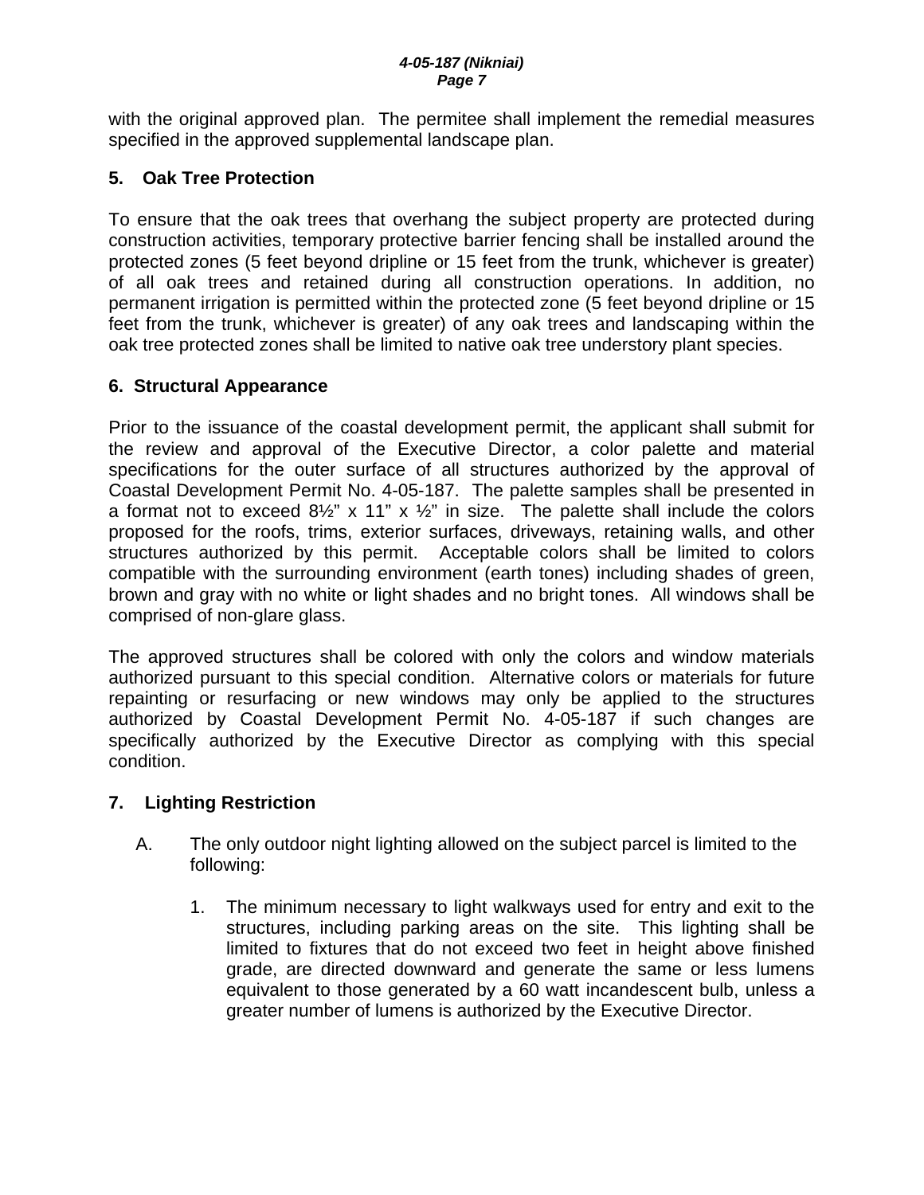with the original approved plan. The permitee shall implement the remedial measures specified in the approved supplemental landscape plan.

### 5. Oak Tree Protection

To ensure that the oak trees that overhang the subject property are protected during construction activities, temporary protective barrier fencing shall be installed around the protected zones (5 feet beyond dripline or 15 feet from the trunk, whichever is greater) of all oak trees and retained during all construction operations. In addition, no permanent irrigation is permitted within the protected zone (5 feet beyond dripline or 15 feet from the trunk, whichever is greater) of any oak trees and landscaping within the oak tree protected zones shall be limited to native oak tree understory plant species.

### 6. Structural Appearance

Prior to the issuance of the coastal development permit, the applicant shall submit for the review and approval of the Executive Director, a color palette and material specifications for the outer surface of all structures authorized by the approval of Coastal Development Permit No. 4-05-187. The palette samples shall be presented in a format not to exceed 8½" x 11" x ½" in size. The palette shall include the colors proposed for the roofs, trims, exterior surfaces, driveways, retaining walls, and other structures authorized by this permit. Acceptable colors shall be limited to colors compatible with the surrounding environment (earth tones) including shades of green, brown and gray with no white or light shades and no bright tones. All windows shall be comprised of non-glare glass.

The approved structures shall be colored with only the colors and window materials authorized pursuant to this special condition. Alternative colors or materials for future repainting or resurfacing or new windows may only be applied to the structures authorized by Coastal Development Permit No. 4-05-187 if such changes are specifically authorized by the Executive Director as complying with this special condition.

### 7. Lighting Restriction

A. The only outdoor night lighting allowed on the subject parcel is limited to the following:

   1. The minimum necessary to light walkways used for entry and exit to the structures, including parking areas on the site. This lighting shall be limited to fixtures that do not exceed two feet in height above finished grade, are directed downward and generate the same or less lumens equivalent to those generated by a 60 watt incandescent bulb, unless a greater number of lumens is authorized by the Executive Director.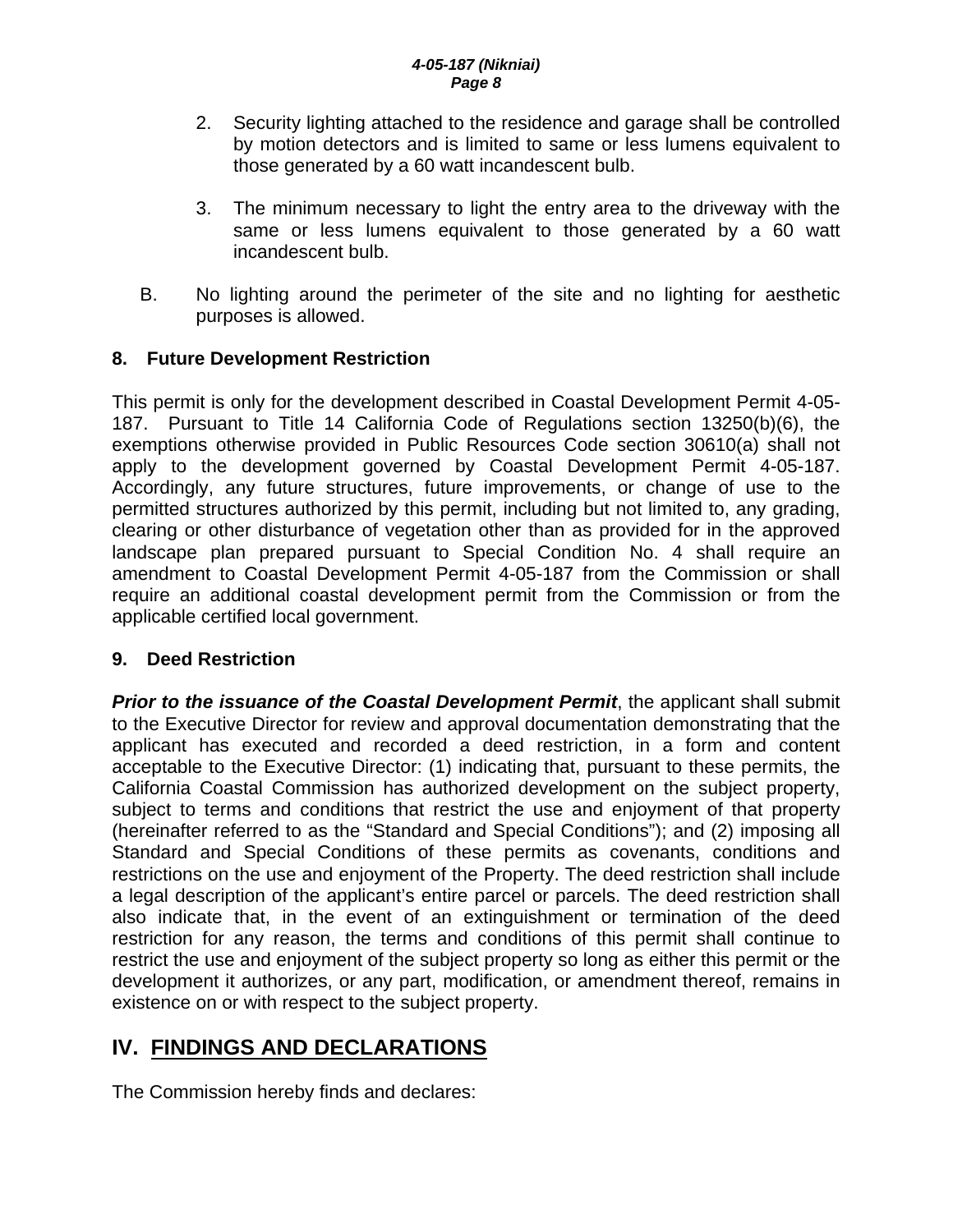2. Security lighting attached to the residence and garage shall be controlled by motion detectors and is limited to same or less lumens equivalent to those generated by a 60 watt incandescent bulb.

3. The minimum necessary to light the entry area to the driveway with the same or less lumens equivalent to those generated by a 60 watt incandescent bulb.

B. No lighting around the perimeter of the site and no lighting for aesthetic purposes is allowed.

### 8. Future Development Restriction

This permit is only for the development described in Coastal Development Permit 4-05-187. Pursuant to Title 14 California Code of Regulations section 13250(b)(6), the exemptions otherwise provided in Public Resources Code section 30610(a) shall not apply to the development governed by Coastal Development Permit 4-05-187. Accordingly, any future structures, future improvements, or change of use to the permitted structures authorized by this permit, including but not limited to, any grading, clearing or other disturbance of vegetation other than as provided for in the approved landscape plan prepared pursuant to Special Condition No. 4 shall require an amendment to Coastal Development Permit 4-05-187 from the Commission or shall require an additional coastal development permit from the Commission or from the applicable certified local government.

### 9. Deed Restriction

***Prior to the issuance of the Coastal Development Permit***, the applicant shall submit to the Executive Director for review and approval documentation demonstrating that the applicant has executed and recorded a deed restriction, in a form and content acceptable to the Executive Director: (1) indicating that, pursuant to these permits, the California Coastal Commission has authorized development on the subject property, subject to terms and conditions that restrict the use and enjoyment of that property (hereinafter referred to as the "Standard and Special Conditions"); and (2) imposing all Standard and Special Conditions of these permits as covenants, conditions and restrictions on the use and enjoyment of the Property. The deed restriction shall include a legal description of the applicant's entire parcel or parcels. The deed restriction shall also indicate that, in the event of an extinguishment or termination of the deed restriction for any reason, the terms and conditions of this permit shall continue to restrict the use and enjoyment of the subject property so long as either this permit or the development it authorizes, or any part, modification, or amendment thereof, remains in existence on or with respect to the subject property.

## IV. FINDINGS AND DECLARATIONS

The Commission hereby finds and declares: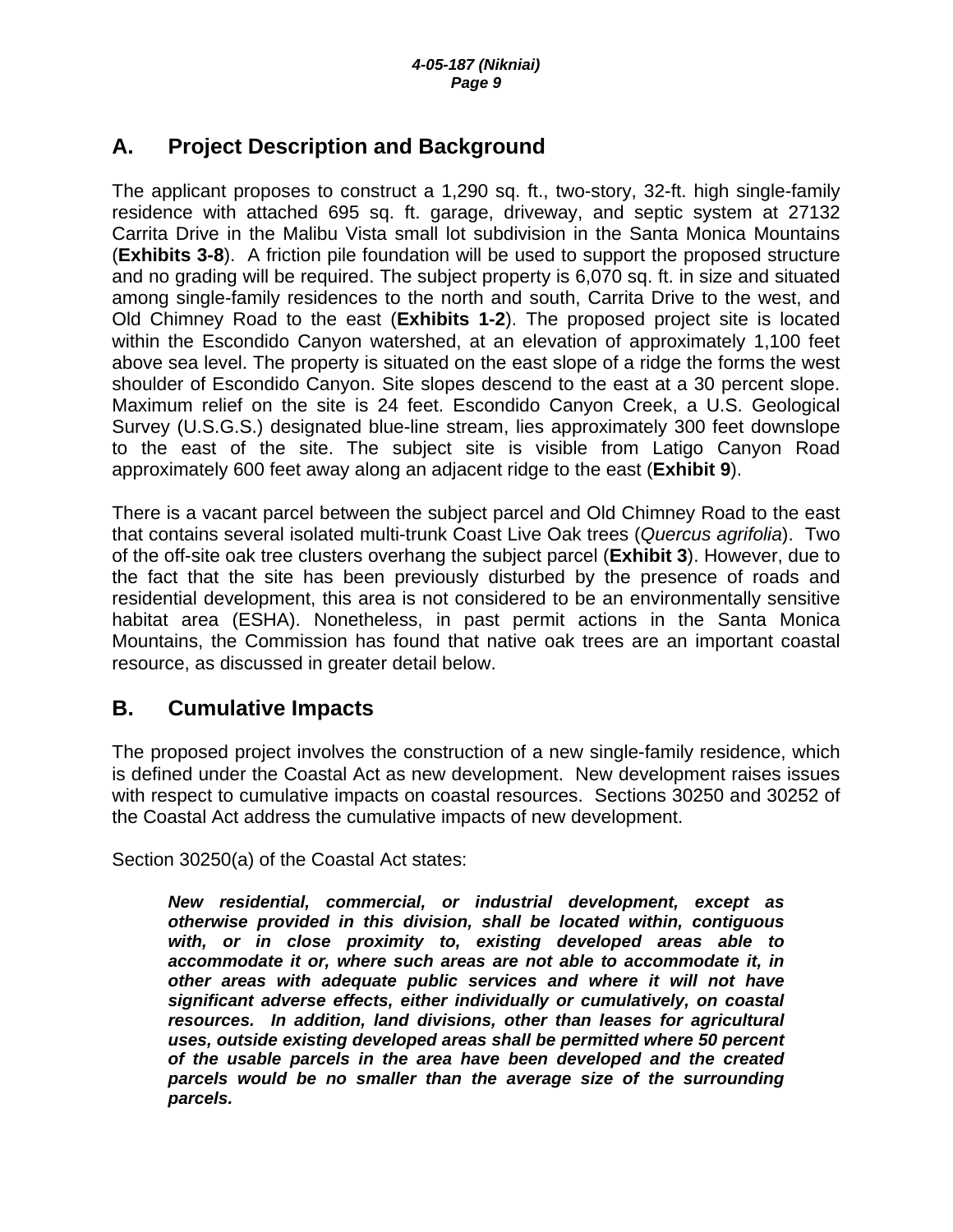## A. Project Description and Background

The applicant proposes to construct a 1,290 sq. ft., two-story, 32-ft. high single-family residence with attached 695 sq. ft. garage, driveway, and septic system at 27132 Carrita Drive in the Malibu Vista small lot subdivision in the Santa Monica Mountains (**Exhibits 3-8**). A friction pile foundation will be used to support the proposed structure and no grading will be required. The subject property is 6,070 sq. ft. in size and situated among single-family residences to the north and south, Carrita Drive to the west, and Old Chimney Road to the east (**Exhibits 1-2**). The proposed project site is located within the Escondido Canyon watershed, at an elevation of approximately 1,100 feet above sea level. The property is situated on the east slope of a ridge the forms the west shoulder of Escondido Canyon. Site slopes descend to the east at a 30 percent slope. Maximum relief on the site is 24 feet. Escondido Canyon Creek, a U.S. Geological Survey (U.S.G.S.) designated blue-line stream, lies approximately 300 feet downslope to the east of the site. The subject site is visible from Latigo Canyon Road approximately 600 feet away along an adjacent ridge to the east (**Exhibit 9**).

There is a vacant parcel between the subject parcel and Old Chimney Road to the east that contains several isolated multi-trunk Coast Live Oak trees (*Quercus agrifolia*). Two of the off-site oak tree clusters overhang the subject parcel (**Exhibit 3**). However, due to the fact that the site has been previously disturbed by the presence of roads and residential development, this area is not considered to be an environmentally sensitive habitat area (ESHA). Nonetheless, in past permit actions in the Santa Monica Mountains, the Commission has found that native oak trees are an important coastal resource, as discussed in greater detail below.

## B. Cumulative Impacts

The proposed project involves the construction of a new single-family residence, which is defined under the Coastal Act as new development. New development raises issues with respect to cumulative impacts on coastal resources. Sections 30250 and 30252 of the Coastal Act address the cumulative impacts of new development.

Section 30250(a) of the Coastal Act states:

> ***New residential, commercial, or industrial development, except as otherwise provided in this division, shall be located within, contiguous with, or in close proximity to, existing developed areas able to accommodate it or, where such areas are not able to accommodate it, in other areas with adequate public services and where it will not have significant adverse effects, either individually or cumulatively, on coastal resources. In addition, land divisions, other than leases for agricultural uses, outside existing developed areas shall be permitted where 50 percent of the usable parcels in the area have been developed and the created parcels would be no smaller than the average size of the surrounding parcels.***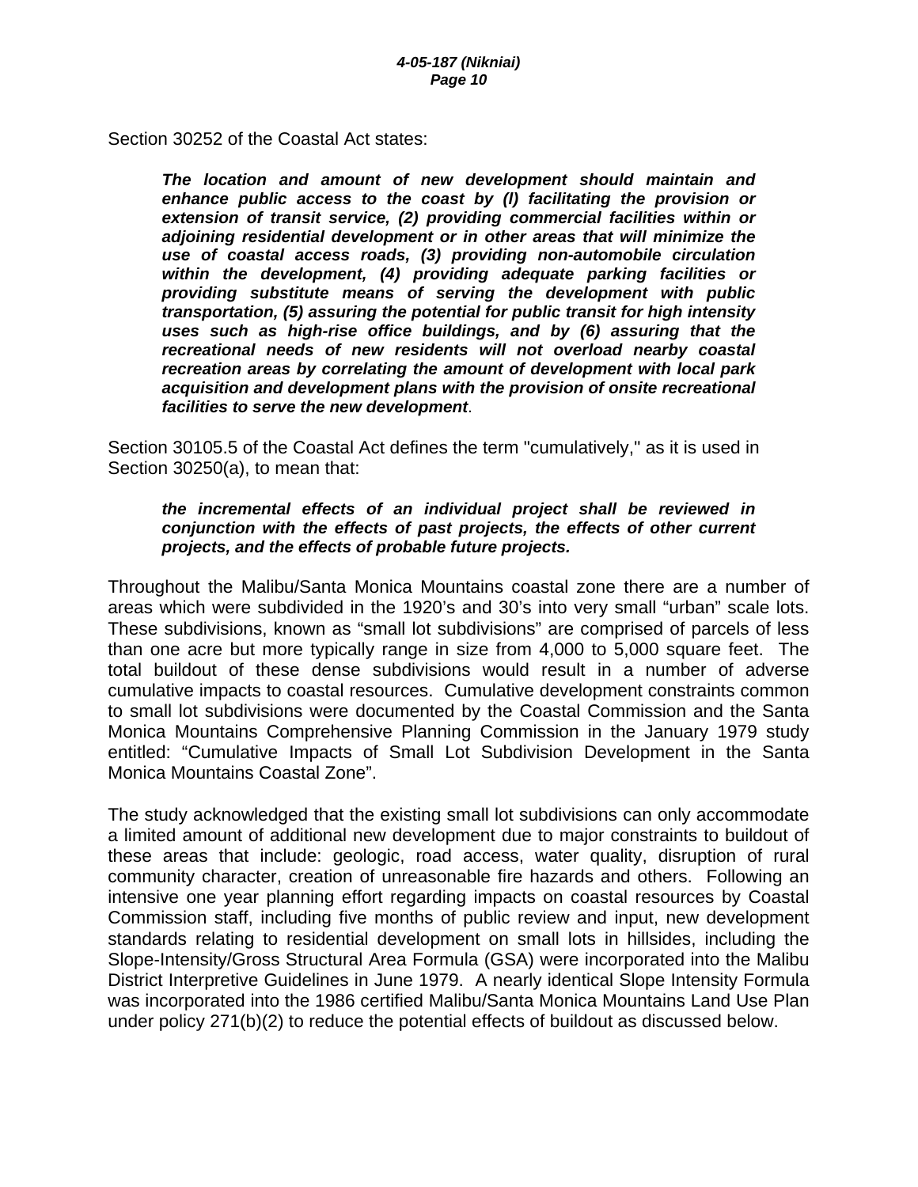Section 30252 of the Coastal Act states:

> ***The location and amount of new development should maintain and enhance public access to the coast by (l) facilitating the provision or extension of transit service, (2) providing commercial facilities within or adjoining residential development or in other areas that will minimize the use of coastal access roads, (3) providing non-automobile circulation within the development, (4) providing adequate parking facilities or providing substitute means of serving the development with public transportation, (5) assuring the potential for public transit for high intensity uses such as high-rise office buildings, and by (6) assuring that the recreational needs of new residents will not overload nearby coastal recreation areas by correlating the amount of development with local park acquisition and development plans with the provision of onsite recreational facilities to serve the new development***.

Section 30105.5 of the Coastal Act defines the term "cumulatively," as it is used in Section 30250(a), to mean that:

> ***the incremental effects of an individual project shall be reviewed in conjunction with the effects of past projects, the effects of other current projects, and the effects of probable future projects.***

Throughout the Malibu/Santa Monica Mountains coastal zone there are a number of areas which were subdivided in the 1920's and 30's into very small "urban" scale lots. These subdivisions, known as "small lot subdivisions" are comprised of parcels of less than one acre but more typically range in size from 4,000 to 5,000 square feet. The total buildout of these dense subdivisions would result in a number of adverse cumulative impacts to coastal resources. Cumulative development constraints common to small lot subdivisions were documented by the Coastal Commission and the Santa Monica Mountains Comprehensive Planning Commission in the January 1979 study entitled: "Cumulative Impacts of Small Lot Subdivision Development in the Santa Monica Mountains Coastal Zone".

The study acknowledged that the existing small lot subdivisions can only accommodate a limited amount of additional new development due to major constraints to buildout of these areas that include: geologic, road access, water quality, disruption of rural community character, creation of unreasonable fire hazards and others. Following an intensive one year planning effort regarding impacts on coastal resources by Coastal Commission staff, including five months of public review and input, new development standards relating to residential development on small lots in hillsides, including the Slope-Intensity/Gross Structural Area Formula (GSA) were incorporated into the Malibu District Interpretive Guidelines in June 1979. A nearly identical Slope Intensity Formula was incorporated into the 1986 certified Malibu/Santa Monica Mountains Land Use Plan under policy 271(b)(2) to reduce the potential effects of buildout as discussed below.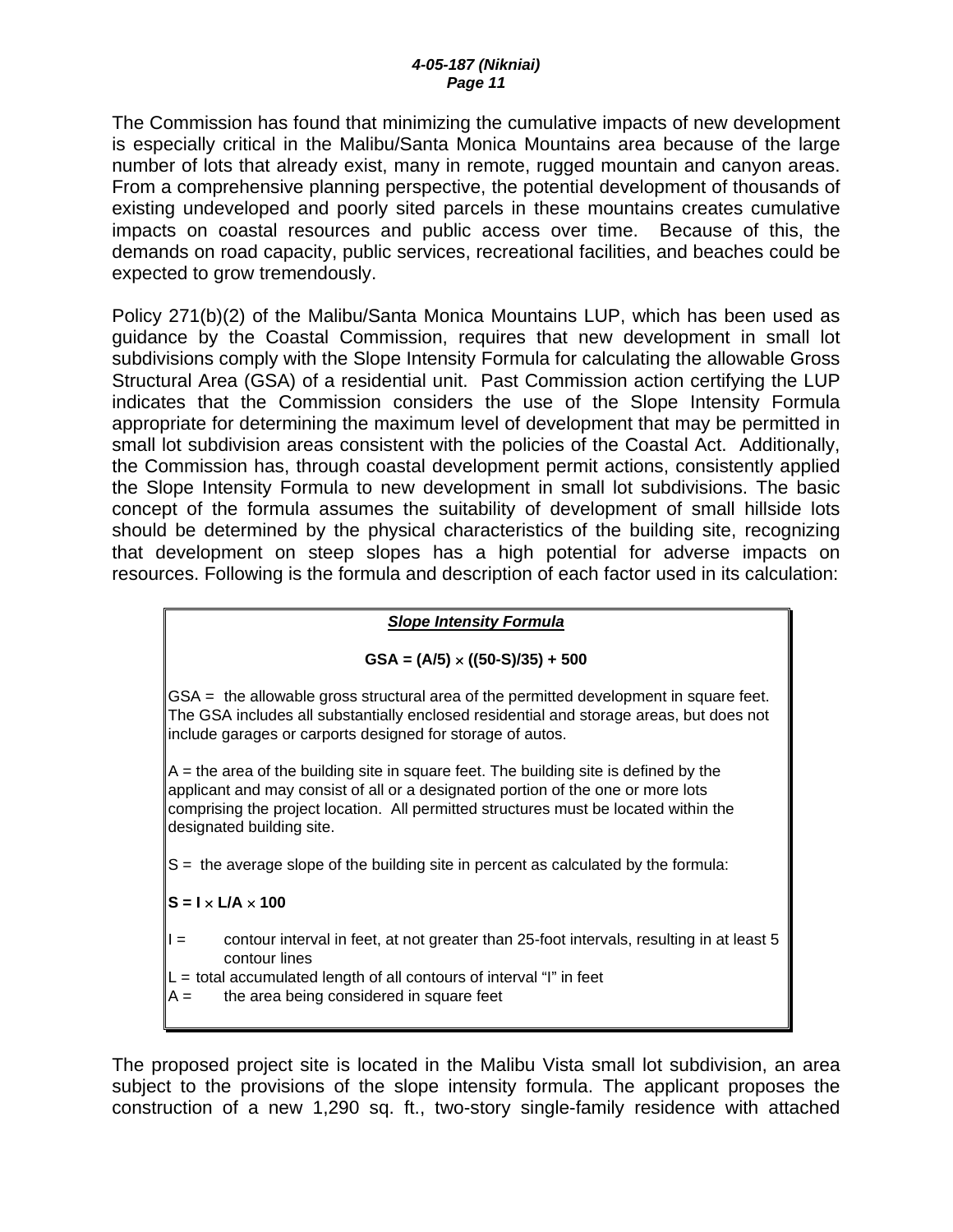The Commission has found that minimizing the cumulative impacts of new development is especially critical in the Malibu/Santa Monica Mountains area because of the large number of lots that already exist, many in remote, rugged mountain and canyon areas. From a comprehensive planning perspective, the potential development of thousands of existing undeveloped and poorly sited parcels in these mountains creates cumulative impacts on coastal resources and public access over time. Because of this, the demands on road capacity, public services, recreational facilities, and beaches could be expected to grow tremendously.

Policy 271(b)(2) of the Malibu/Santa Monica Mountains LUP, which has been used as guidance by the Coastal Commission, requires that new development in small lot subdivisions comply with the Slope Intensity Formula for calculating the allowable Gross Structural Area (GSA) of a residential unit. Past Commission action certifying the LUP indicates that the Commission considers the use of the Slope Intensity Formula appropriate for determining the maximum level of development that may be permitted in small lot subdivision areas consistent with the policies of the Coastal Act. Additionally, the Commission has, through coastal development permit actions, consistently applied the Slope Intensity Formula to new development in small lot subdivisions. The basic concept of the formula assumes the suitability of development of small hillside lots should be determined by the physical characteristics of the building site, recognizing that development on steep slopes has a high potential for adverse impacts on resources. Following is the formula and description of each factor used in its calculation:

***Slope Intensity Formula***

**GSA = (A/5) × ((50-S)/35) + 500**

$$GSA = (A/5) \times ((50-S)/35) + 500$$

GSA = the allowable gross structural area of the permitted development in square feet. The GSA includes all substantially enclosed residential and storage areas, but does not include garages or carports designed for storage of autos.

A = the area of the building site in square feet. The building site is defined by the applicant and may consist of all or a designated portion of the one or more lots comprising the project location. All permitted structures must be located within the designated building site.

S = the average slope of the building site in percent as calculated by the formula:

**S = I × L/A × 100**

$$S = I \times L/A \times 100$$

I = contour interval in feet, at not greater than 25-foot intervals, resulting in at least 5 contour lines

L = total accumulated length of all contours of interval "I" in feet

A = the area being considered in square feet

The proposed project site is located in the Malibu Vista small lot subdivision, an area subject to the provisions of the slope intensity formula. The applicant proposes the construction of a new 1,290 sq. ft., two-story single-family residence with attached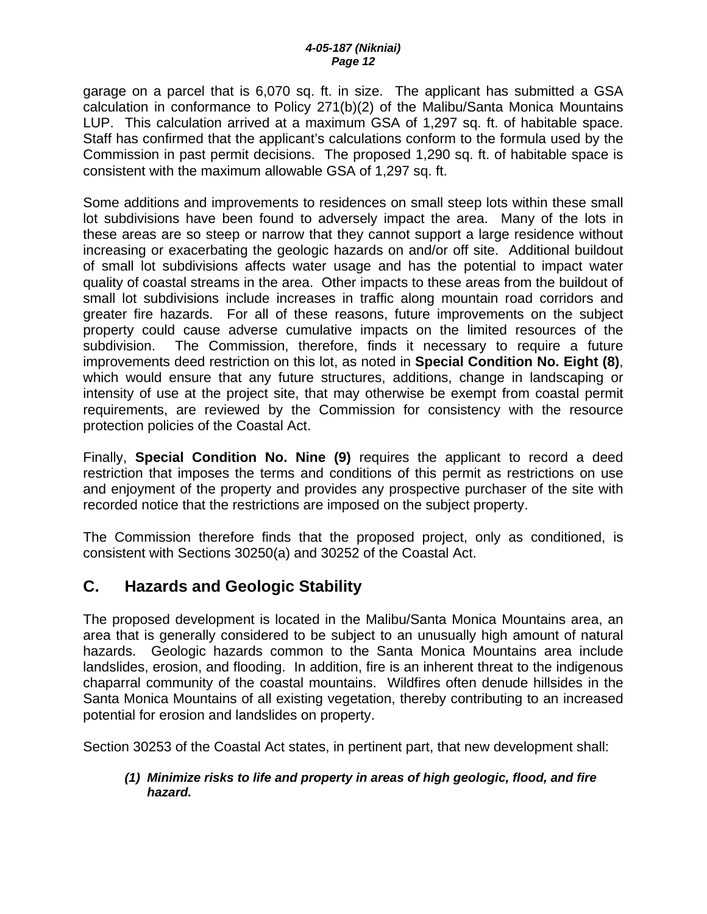garage on a parcel that is 6,070 sq. ft. in size. The applicant has submitted a GSA calculation in conformance to Policy 271(b)(2) of the Malibu/Santa Monica Mountains LUP. This calculation arrived at a maximum GSA of 1,297 sq. ft. of habitable space. Staff has confirmed that the applicant's calculations conform to the formula used by the Commission in past permit decisions. The proposed 1,290 sq. ft. of habitable space is consistent with the maximum allowable GSA of 1,297 sq. ft.

Some additions and improvements to residences on small steep lots within these small lot subdivisions have been found to adversely impact the area. Many of the lots in these areas are so steep or narrow that they cannot support a large residence without increasing or exacerbating the geologic hazards on and/or off site. Additional buildout of small lot subdivisions affects water usage and has the potential to impact water quality of coastal streams in the area. Other impacts to these areas from the buildout of small lot subdivisions include increases in traffic along mountain road corridors and greater fire hazards. For all of these reasons, future improvements on the subject property could cause adverse cumulative impacts on the limited resources of the subdivision. The Commission, therefore, finds it necessary to require a future improvements deed restriction on this lot, as noted in **Special Condition No. Eight (8)**, which would ensure that any future structures, additions, change in landscaping or intensity of use at the project site, that may otherwise be exempt from coastal permit requirements, are reviewed by the Commission for consistency with the resource protection policies of the Coastal Act.

Finally, **Special Condition No. Nine (9)** requires the applicant to record a deed restriction that imposes the terms and conditions of this permit as restrictions on use and enjoyment of the property and provides any prospective purchaser of the site with recorded notice that the restrictions are imposed on the subject property.

The Commission therefore finds that the proposed project, only as conditioned, is consistent with Sections 30250(a) and 30252 of the Coastal Act.

## C. Hazards and Geologic Stability

The proposed development is located in the Malibu/Santa Monica Mountains area, an area that is generally considered to be subject to an unusually high amount of natural hazards. Geologic hazards common to the Santa Monica Mountains area include landslides, erosion, and flooding. In addition, fire is an inherent threat to the indigenous chaparral community of the coastal mountains. Wildfires often denude hillsides in the Santa Monica Mountains of all existing vegetation, thereby contributing to an increased potential for erosion and landslides on property.

Section 30253 of the Coastal Act states, in pertinent part, that new development shall:

> ***(1) Minimize risks to life and property in areas of high geologic, flood, and fire hazard.***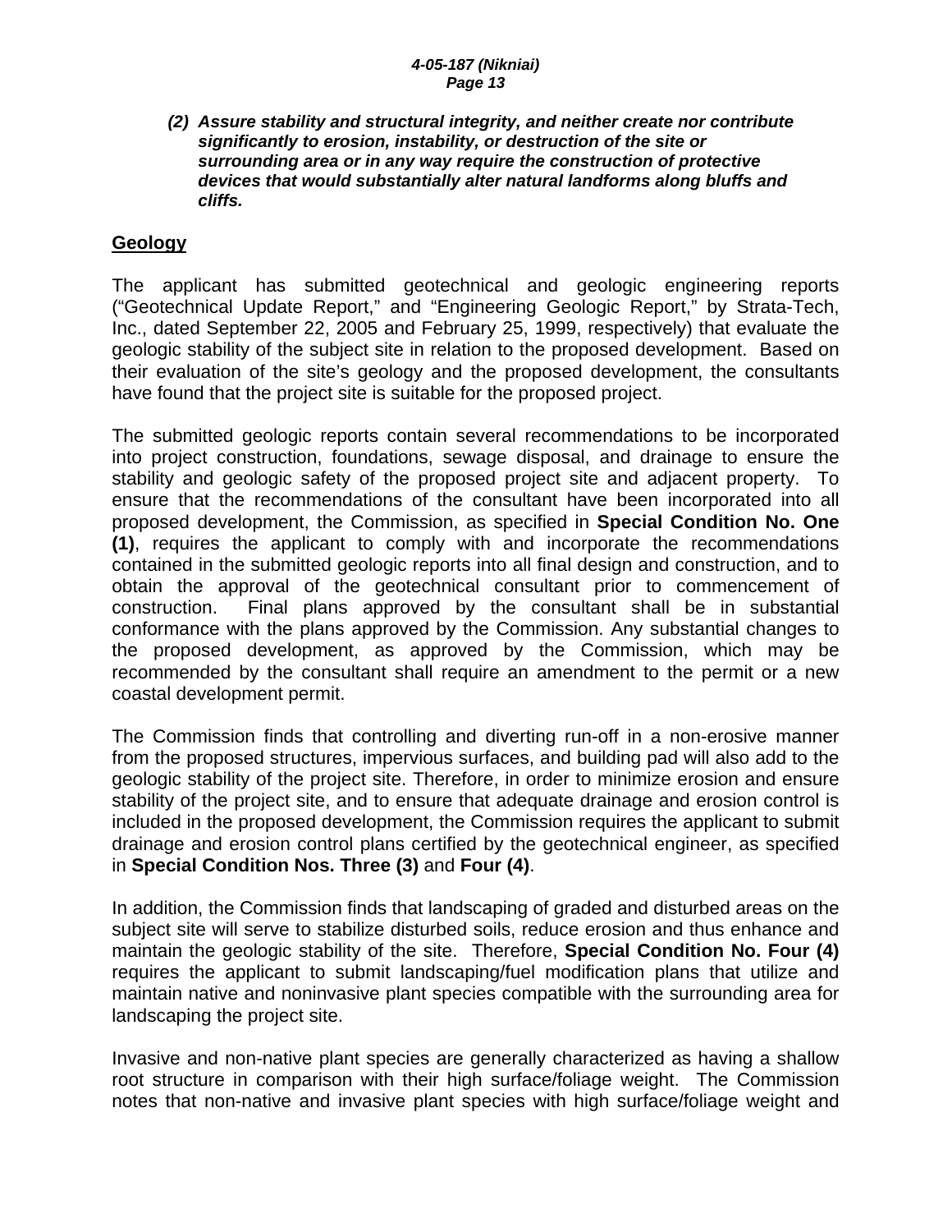*(2)* ***Assure stability and structural integrity, and neither create nor contribute significantly to erosion, instability, or destruction of the site or surrounding area or in any way require the construction of protective devices that would substantially alter natural landforms along bluffs and cliffs.***

## Geology

The applicant has submitted geotechnical and geologic engineering reports ("Geotechnical Update Report," and "Engineering Geologic Report," by Strata-Tech, Inc., dated September 22, 2005 and February 25, 1999, respectively) that evaluate the geologic stability of the subject site in relation to the proposed development. Based on their evaluation of the site's geology and the proposed development, the consultants have found that the project site is suitable for the proposed project.

The submitted geologic reports contain several recommendations to be incorporated into project construction, foundations, sewage disposal, and drainage to ensure the stability and geologic safety of the proposed project site and adjacent property. To ensure that the recommendations of the consultant have been incorporated into all proposed development, the Commission, as specified in **Special Condition No. One (1)**, requires the applicant to comply with and incorporate the recommendations contained in the submitted geologic reports into all final design and construction, and to obtain the approval of the geotechnical consultant prior to commencement of construction. Final plans approved by the consultant shall be in substantial conformance with the plans approved by the Commission. Any substantial changes to the proposed development, as approved by the Commission, which may be recommended by the consultant shall require an amendment to the permit or a new coastal development permit.

The Commission finds that controlling and diverting run-off in a non-erosive manner from the proposed structures, impervious surfaces, and building pad will also add to the geologic stability of the project site. Therefore, in order to minimize erosion and ensure stability of the project site, and to ensure that adequate drainage and erosion control is included in the proposed development, the Commission requires the applicant to submit drainage and erosion control plans certified by the geotechnical engineer, as specified in **Special Condition Nos. Three (3)** and **Four (4)**.

In addition, the Commission finds that landscaping of graded and disturbed areas on the subject site will serve to stabilize disturbed soils, reduce erosion and thus enhance and maintain the geologic stability of the site. Therefore, **Special Condition No. Four (4)** requires the applicant to submit landscaping/fuel modification plans that utilize and maintain native and noninvasive plant species compatible with the surrounding area for landscaping the project site.

Invasive and non-native plant species are generally characterized as having a shallow root structure in comparison with their high surface/foliage weight. The Commission notes that non-native and invasive plant species with high surface/foliage weight and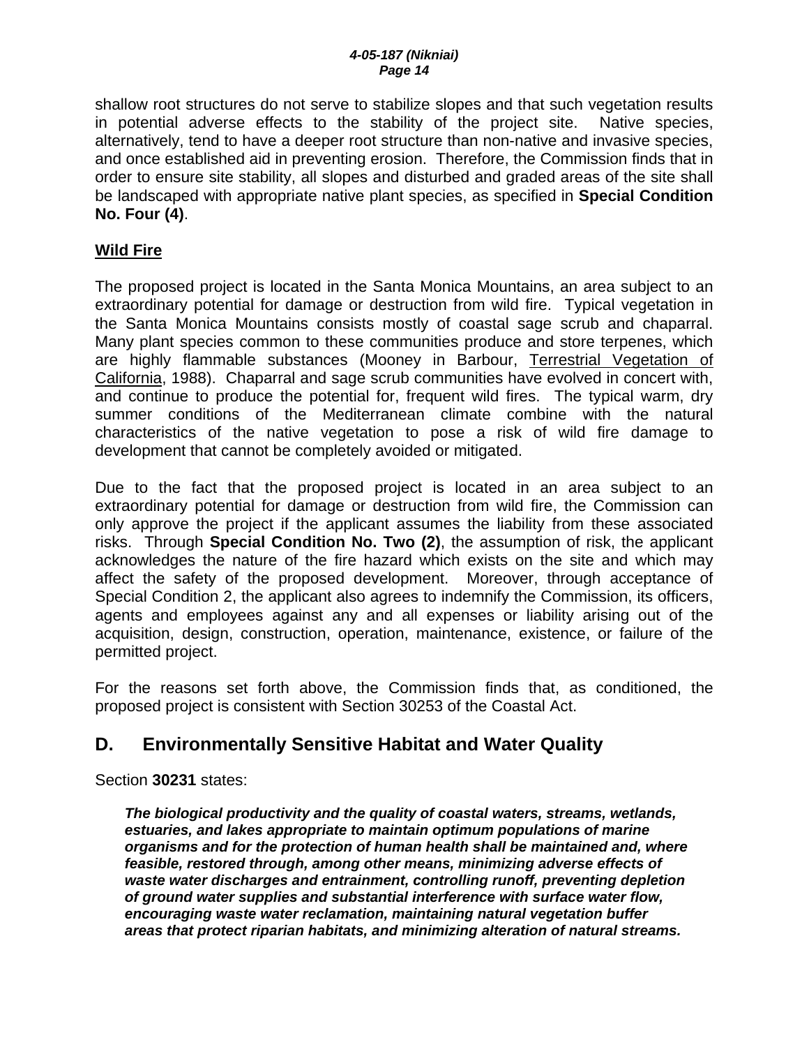shallow root structures do not serve to stabilize slopes and that such vegetation results in potential adverse effects to the stability of the project site. Native species, alternatively, tend to have a deeper root structure than non-native and invasive species, and once established aid in preventing erosion. Therefore, the Commission finds that in order to ensure site stability, all slopes and disturbed and graded areas of the site shall be landscaped with appropriate native plant species, as specified in **Special Condition No. Four (4)**.

**Wild Fire**

The proposed project is located in the Santa Monica Mountains, an area subject to an extraordinary potential for damage or destruction from wild fire. Typical vegetation in the Santa Monica Mountains consists mostly of coastal sage scrub and chaparral. Many plant species common to these communities produce and store terpenes, which are highly flammable substances (Mooney in Barbour, Terrestrial Vegetation of California, 1988). Chaparral and sage scrub communities have evolved in concert with, and continue to produce the potential for, frequent wild fires. The typical warm, dry summer conditions of the Mediterranean climate combine with the natural characteristics of the native vegetation to pose a risk of wild fire damage to development that cannot be completely avoided or mitigated.

Due to the fact that the proposed project is located in an area subject to an extraordinary potential for damage or destruction from wild fire, the Commission can only approve the project if the applicant assumes the liability from these associated risks. Through **Special Condition No. Two (2)**, the assumption of risk, the applicant acknowledges the nature of the fire hazard which exists on the site and which may affect the safety of the proposed development. Moreover, through acceptance of Special Condition 2, the applicant also agrees to indemnify the Commission, its officers, agents and employees against any and all expenses or liability arising out of the acquisition, design, construction, operation, maintenance, existence, or failure of the permitted project.

For the reasons set forth above, the Commission finds that, as conditioned, the proposed project is consistent with Section 30253 of the Coastal Act.

## D. Environmentally Sensitive Habitat and Water Quality

Section **30231** states:

> ***The biological productivity and the quality of coastal waters, streams, wetlands, estuaries, and lakes appropriate to maintain optimum populations of marine organisms and for the protection of human health shall be maintained and, where feasible, restored through, among other means, minimizing adverse effects of waste water discharges and entrainment, controlling runoff, preventing depletion of ground water supplies and substantial interference with surface water flow, encouraging waste water reclamation, maintaining natural vegetation buffer areas that protect riparian habitats, and minimizing alteration of natural streams.***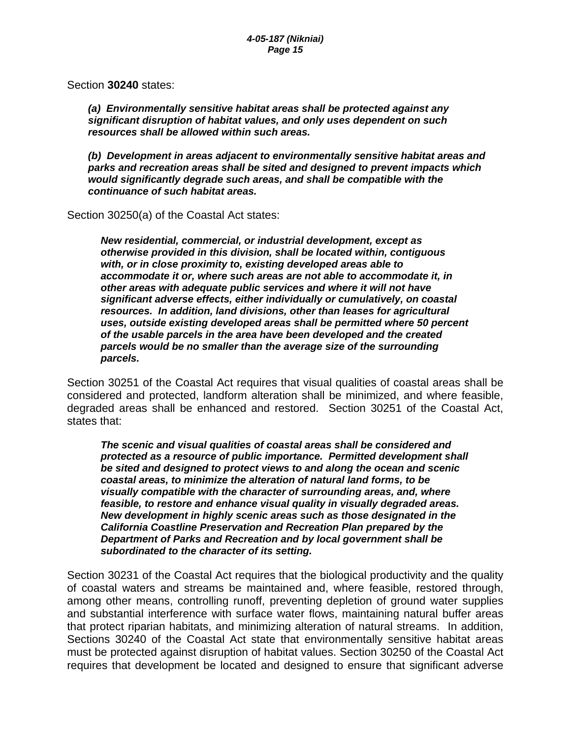Section **30240** states:

> ***(a) Environmentally sensitive habitat areas shall be protected against any significant disruption of habitat values, and only uses dependent on such resources shall be allowed within such areas.***
>
> ***(b) Development in areas adjacent to environmentally sensitive habitat areas and parks and recreation areas shall be sited and designed to prevent impacts which would significantly degrade such areas, and shall be compatible with the continuance of such habitat areas.***

Section 30250(a) of the Coastal Act states:

> ***New residential, commercial, or industrial development, except as otherwise provided in this division, shall be located within, contiguous with, or in close proximity to, existing developed areas able to accommodate it or, where such areas are not able to accommodate it, in other areas with adequate public services and where it will not have significant adverse effects, either individually or cumulatively, on coastal resources. In addition, land divisions, other than leases for agricultural uses, outside existing developed areas shall be permitted where 50 percent of the usable parcels in the area have been developed and the created parcels would be no smaller than the average size of the surrounding parcels.***

Section 30251 of the Coastal Act requires that visual qualities of coastal areas shall be considered and protected, landform alteration shall be minimized, and where feasible, degraded areas shall be enhanced and restored. Section 30251 of the Coastal Act, states that:

> ***The scenic and visual qualities of coastal areas shall be considered and protected as a resource of public importance. Permitted development shall be sited and designed to protect views to and along the ocean and scenic coastal areas, to minimize the alteration of natural land forms, to be visually compatible with the character of surrounding areas, and, where feasible, to restore and enhance visual quality in visually degraded areas. New development in highly scenic areas such as those designated in the California Coastline Preservation and Recreation Plan prepared by the Department of Parks and Recreation and by local government shall be subordinated to the character of its setting.***

Section 30231 of the Coastal Act requires that the biological productivity and the quality of coastal waters and streams be maintained and, where feasible, restored through, among other means, controlling runoff, preventing depletion of ground water supplies and substantial interference with surface water flows, maintaining natural buffer areas that protect riparian habitats, and minimizing alteration of natural streams. In addition, Sections 30240 of the Coastal Act state that environmentally sensitive habitat areas must be protected against disruption of habitat values. Section 30250 of the Coastal Act requires that development be located and designed to ensure that significant adverse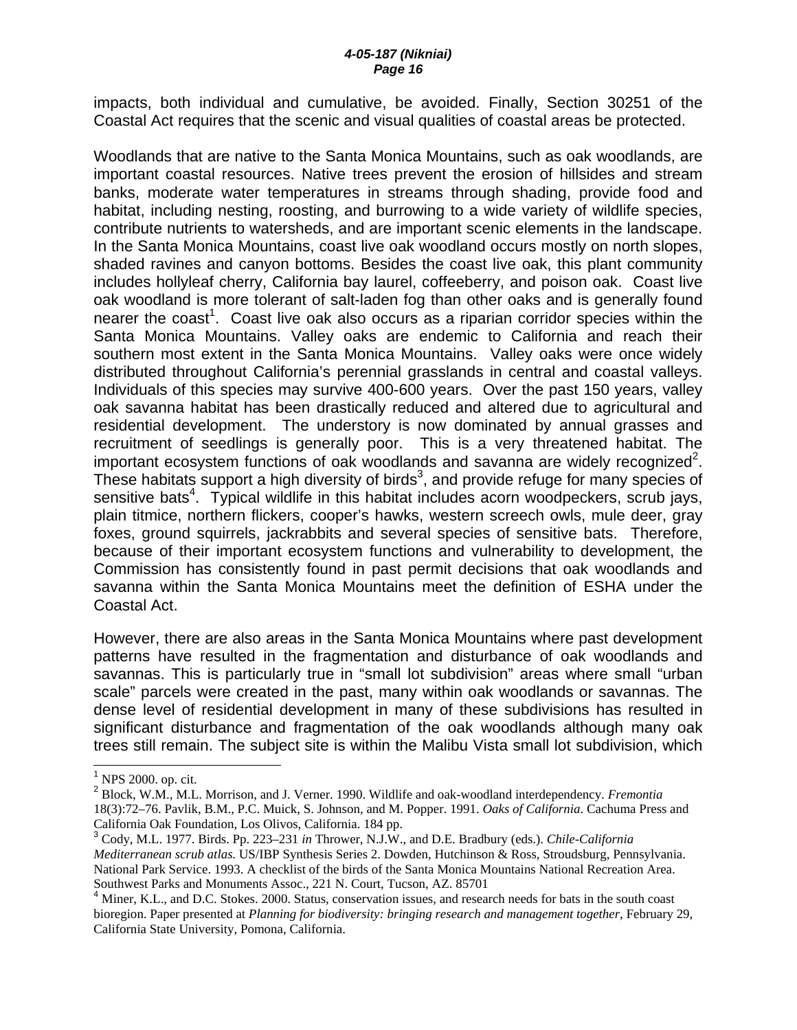impacts, both individual and cumulative, be avoided. Finally, Section 30251 of the Coastal Act requires that the scenic and visual qualities of coastal areas be protected.

Woodlands that are native to the Santa Monica Mountains, such as oak woodlands, are important coastal resources. Native trees prevent the erosion of hillsides and stream banks, moderate water temperatures in streams through shading, provide food and habitat, including nesting, roosting, and burrowing to a wide variety of wildlife species, contribute nutrients to watersheds, and are important scenic elements in the landscape. In the Santa Monica Mountains, coast live oak woodland occurs mostly on north slopes, shaded ravines and canyon bottoms. Besides the coast live oak, this plant community includes hollyleaf cherry, California bay laurel, coffeeberry, and poison oak. Coast live oak woodland is more tolerant of salt-laden fog than other oaks and is generally found nearer the coast[1]. Coast live oak also occurs as a riparian corridor species within the Santa Monica Mountains. Valley oaks are endemic to California and reach their southern most extent in the Santa Monica Mountains. Valley oaks were once widely distributed throughout California's perennial grasslands in central and coastal valleys. Individuals of this species may survive 400-600 years. Over the past 150 years, valley oak savanna habitat has been drastically reduced and altered due to agricultural and residential development. The understory is now dominated by annual grasses and recruitment of seedlings is generally poor. This is a very threatened habitat. The important ecosystem functions of oak woodlands and savanna are widely recognized[2]. These habitats support a high diversity of birds[3], and provide refuge for many species of sensitive bats[4]. Typical wildlife in this habitat includes acorn woodpeckers, scrub jays, plain titmice, northern flickers, cooper's hawks, western screech owls, mule deer, gray foxes, ground squirrels, jackrabbits and several species of sensitive bats. Therefore, because of their important ecosystem functions and vulnerability to development, the Commission has consistently found in past permit decisions that oak woodlands and savanna within the Santa Monica Mountains meet the definition of ESHA under the Coastal Act.

However, there are also areas in the Santa Monica Mountains where past development patterns have resulted in the fragmentation and disturbance of oak woodlands and savannas. This is particularly true in "small lot subdivision" areas where small "urban scale" parcels were created in the past, many within oak woodlands or savannas. The dense level of residential development in many of these subdivisions has resulted in significant disturbance and fragmentation of the oak woodlands although many oak trees still remain. The subject site is within the Malibu Vista small lot subdivision, which

---

[1] NPS 2000. op. cit.

[2] Block, W.M., M.L. Morrison, and J. Verner. 1990. Wildlife and oak-woodland interdependency. *Fremontia* 18(3):72–76. Pavlik, B.M., P.C. Muick, S. Johnson, and M. Popper. 1991. *Oaks of California*. Cachuma Press and California Oak Foundation, Los Olivos, California. 184 pp.

[3] Cody, M.L. 1977. Birds. Pp. 223–231 *in* Thrower, N.J.W., and D.E. Bradbury (eds.). *Chile-California Mediterranean scrub atlas.* US/IBP Synthesis Series 2. Dowden, Hutchinson & Ross, Stroudsburg, Pennsylvania. National Park Service. 1993. A checklist of the birds of the Santa Monica Mountains National Recreation Area. Southwest Parks and Monuments Assoc., 221 N. Court, Tucson, AZ. 85701

[4] Miner, K.L., and D.C. Stokes. 2000. Status, conservation issues, and research needs for bats in the south coast bioregion. Paper presented at *Planning for biodiversity: bringing research and management together*, February 29, California State University, Pomona, California.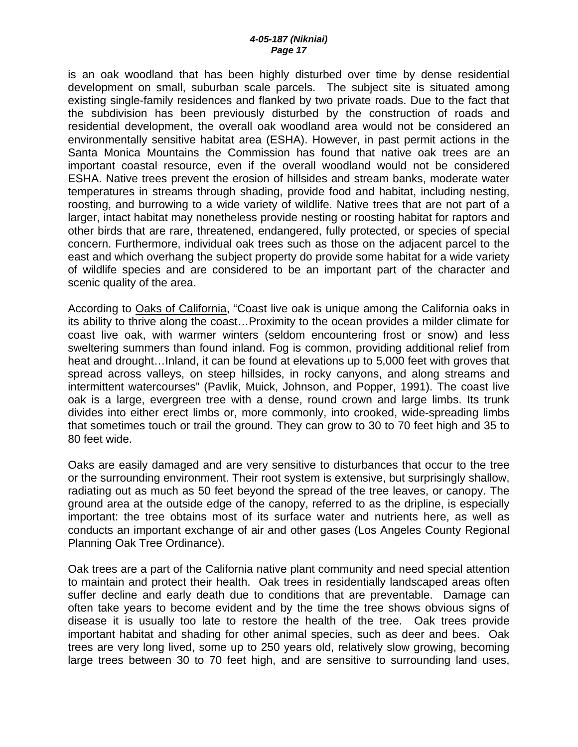is an oak woodland that has been highly disturbed over time by dense residential development on small, suburban scale parcels. The subject site is situated among existing single-family residences and flanked by two private roads. Due to the fact that the subdivision has been previously disturbed by the construction of roads and residential development, the overall oak woodland area would not be considered an environmentally sensitive habitat area (ESHA). However, in past permit actions in the Santa Monica Mountains the Commission has found that native oak trees are an important coastal resource, even if the overall woodland would not be considered ESHA. Native trees prevent the erosion of hillsides and stream banks, moderate water temperatures in streams through shading, provide food and habitat, including nesting, roosting, and burrowing to a wide variety of wildlife. Native trees that are not part of a larger, intact habitat may nonetheless provide nesting or roosting habitat for raptors and other birds that are rare, threatened, endangered, fully protected, or species of special concern. Furthermore, individual oak trees such as those on the adjacent parcel to the east and which overhang the subject property do provide some habitat for a wide variety of wildlife species and are considered to be an important part of the character and scenic quality of the area.

According to Oaks of California, "Coast live oak is unique among the California oaks in its ability to thrive along the coast…Proximity to the ocean provides a milder climate for coast live oak, with warmer winters (seldom encountering frost or snow) and less sweltering summers than found inland. Fog is common, providing additional relief from heat and drought…Inland, it can be found at elevations up to 5,000 feet with groves that spread across valleys, on steep hillsides, in rocky canyons, and along streams and intermittent watercourses" (Pavlik, Muick, Johnson, and Popper, 1991). The coast live oak is a large, evergreen tree with a dense, round crown and large limbs. Its trunk divides into either erect limbs or, more commonly, into crooked, wide-spreading limbs that sometimes touch or trail the ground. They can grow to 30 to 70 feet high and 35 to 80 feet wide.

Oaks are easily damaged and are very sensitive to disturbances that occur to the tree or the surrounding environment. Their root system is extensive, but surprisingly shallow, radiating out as much as 50 feet beyond the spread of the tree leaves, or canopy. The ground area at the outside edge of the canopy, referred to as the dripline, is especially important: the tree obtains most of its surface water and nutrients here, as well as conducts an important exchange of air and other gases (Los Angeles County Regional Planning Oak Tree Ordinance).

Oak trees are a part of the California native plant community and need special attention to maintain and protect their health. Oak trees in residentially landscaped areas often suffer decline and early death due to conditions that are preventable. Damage can often take years to become evident and by the time the tree shows obvious signs of disease it is usually too late to restore the health of the tree. Oak trees provide important habitat and shading for other animal species, such as deer and bees. Oak trees are very long lived, some up to 250 years old, relatively slow growing, becoming large trees between 30 to 70 feet high, and are sensitive to surrounding land uses,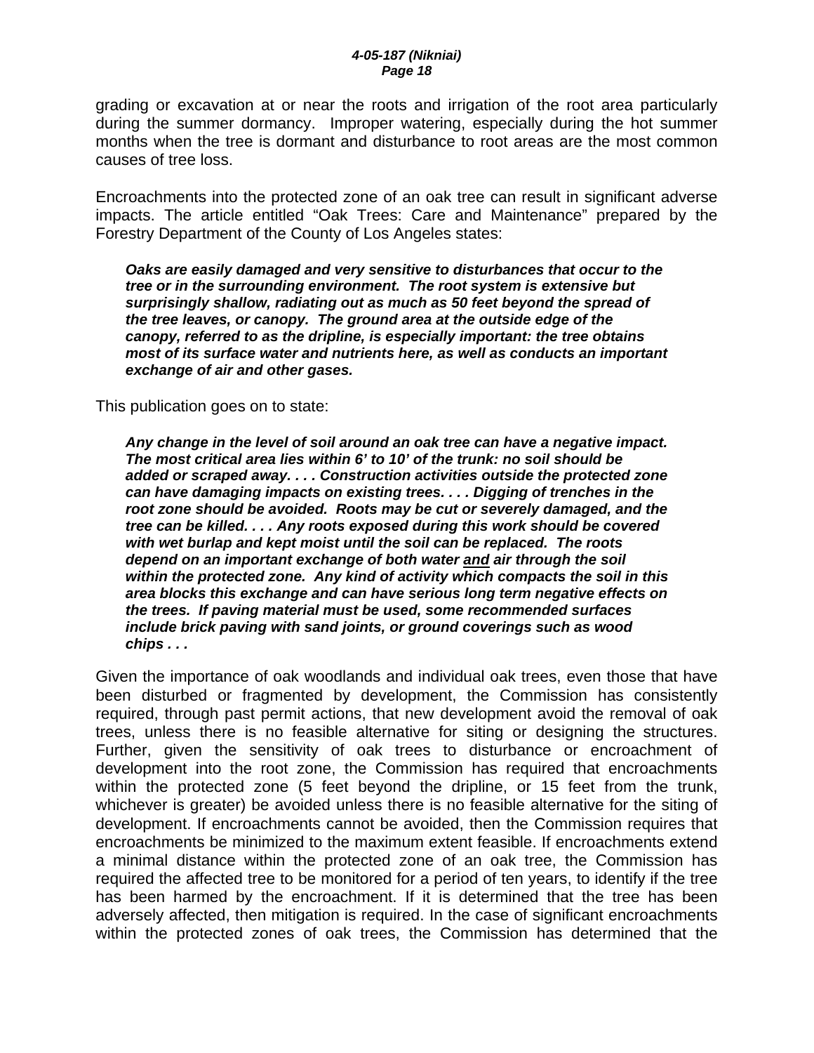grading or excavation at or near the roots and irrigation of the root area particularly during the summer dormancy. Improper watering, especially during the hot summer months when the tree is dormant and disturbance to root areas are the most common causes of tree loss.

Encroachments into the protected zone of an oak tree can result in significant adverse impacts. The article entitled "Oak Trees: Care and Maintenance" prepared by the Forestry Department of the County of Los Angeles states:

> ***Oaks are easily damaged and very sensitive to disturbances that occur to the tree or in the surrounding environment. The root system is extensive but surprisingly shallow, radiating out as much as 50 feet beyond the spread of the tree leaves, or canopy. The ground area at the outside edge of the canopy, referred to as the dripline, is especially important: the tree obtains most of its surface water and nutrients here, as well as conducts an important exchange of air and other gases.***

This publication goes on to state:

> ***Any change in the level of soil around an oak tree can have a negative impact. The most critical area lies within 6' to 10' of the trunk: no soil should be added or scraped away. . . . Construction activities outside the protected zone can have damaging impacts on existing trees. . . . Digging of trenches in the root zone should be avoided. Roots may be cut or severely damaged, and the tree can be killed. . . . Any roots exposed during this work should be covered with wet burlap and kept moist until the soil can be replaced. The roots depend on an important exchange of both water <u>and</u> air through the soil within the protected zone. Any kind of activity which compacts the soil in this area blocks this exchange and can have serious long term negative effects on the trees. If paving material must be used, some recommended surfaces include brick paving with sand joints, or ground coverings such as wood chips . . .***

Given the importance of oak woodlands and individual oak trees, even those that have been disturbed or fragmented by development, the Commission has consistently required, through past permit actions, that new development avoid the removal of oak trees, unless there is no feasible alternative for siting or designing the structures. Further, given the sensitivity of oak trees to disturbance or encroachment of development into the root zone, the Commission has required that encroachments within the protected zone (5 feet beyond the dripline, or 15 feet from the trunk, whichever is greater) be avoided unless there is no feasible alternative for the siting of development. If encroachments cannot be avoided, then the Commission requires that encroachments be minimized to the maximum extent feasible. If encroachments extend a minimal distance within the protected zone of an oak tree, the Commission has required the affected tree to be monitored for a period of ten years, to identify if the tree has been harmed by the encroachment. If it is determined that the tree has been adversely affected, then mitigation is required. In the case of significant encroachments within the protected zones of oak trees, the Commission has determined that the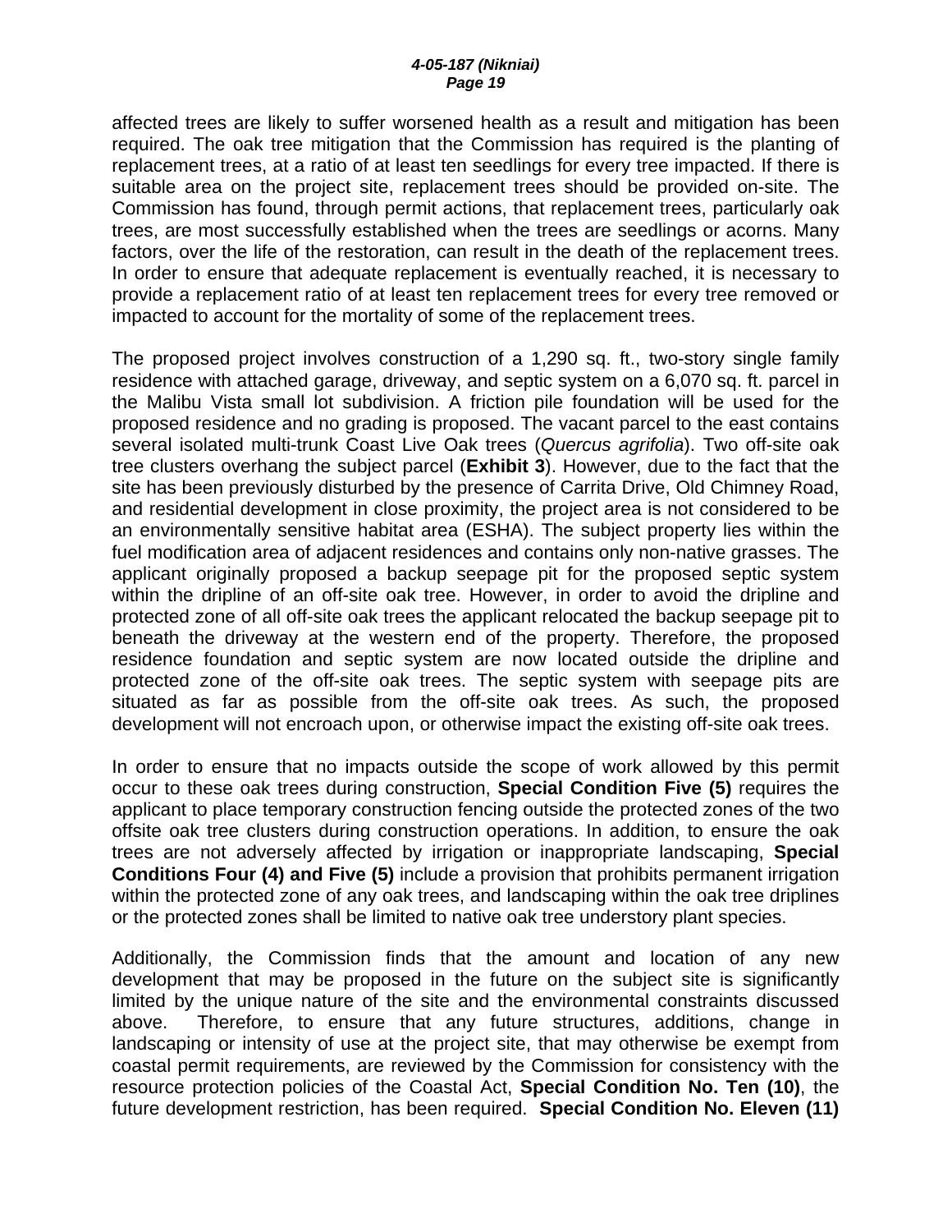affected trees are likely to suffer worsened health as a result and mitigation has been required. The oak tree mitigation that the Commission has required is the planting of replacement trees, at a ratio of at least ten seedlings for every tree impacted. If there is suitable area on the project site, replacement trees should be provided on-site. The Commission has found, through permit actions, that replacement trees, particularly oak trees, are most successfully established when the trees are seedlings or acorns. Many factors, over the life of the restoration, can result in the death of the replacement trees. In order to ensure that adequate replacement is eventually reached, it is necessary to provide a replacement ratio of at least ten replacement trees for every tree removed or impacted to account for the mortality of some of the replacement trees.

The proposed project involves construction of a 1,290 sq. ft., two-story single family residence with attached garage, driveway, and septic system on a 6,070 sq. ft. parcel in the Malibu Vista small lot subdivision. A friction pile foundation will be used for the proposed residence and no grading is proposed. The vacant parcel to the east contains several isolated multi-trunk Coast Live Oak trees (*Quercus agrifolia*). Two off-site oak tree clusters overhang the subject parcel (**Exhibit 3**). However, due to the fact that the site has been previously disturbed by the presence of Carrita Drive, Old Chimney Road, and residential development in close proximity, the project area is not considered to be an environmentally sensitive habitat area (ESHA). The subject property lies within the fuel modification area of adjacent residences and contains only non-native grasses. The applicant originally proposed a backup seepage pit for the proposed septic system within the dripline of an off-site oak tree. However, in order to avoid the dripline and protected zone of all off-site oak trees the applicant relocated the backup seepage pit to beneath the driveway at the western end of the property. Therefore, the proposed residence foundation and septic system are now located outside the dripline and protected zone of the off-site oak trees. The septic system with seepage pits are situated as far as possible from the off-site oak trees. As such, the proposed development will not encroach upon, or otherwise impact the existing off-site oak trees.

In order to ensure that no impacts outside the scope of work allowed by this permit occur to these oak trees during construction, **Special Condition Five (5)** requires the applicant to place temporary construction fencing outside the protected zones of the two offsite oak tree clusters during construction operations. In addition, to ensure the oak trees are not adversely affected by irrigation or inappropriate landscaping, **Special Conditions Four (4) and Five (5)** include a provision that prohibits permanent irrigation within the protected zone of any oak trees, and landscaping within the oak tree driplines or the protected zones shall be limited to native oak tree understory plant species.

Additionally, the Commission finds that the amount and location of any new development that may be proposed in the future on the subject site is significantly limited by the unique nature of the site and the environmental constraints discussed above. Therefore, to ensure that any future structures, additions, change in landscaping or intensity of use at the project site, that may otherwise be exempt from coastal permit requirements, are reviewed by the Commission for consistency with the resource protection policies of the Coastal Act, **Special Condition No. Ten (10)**, the future development restriction, has been required. **Special Condition No. Eleven (11)**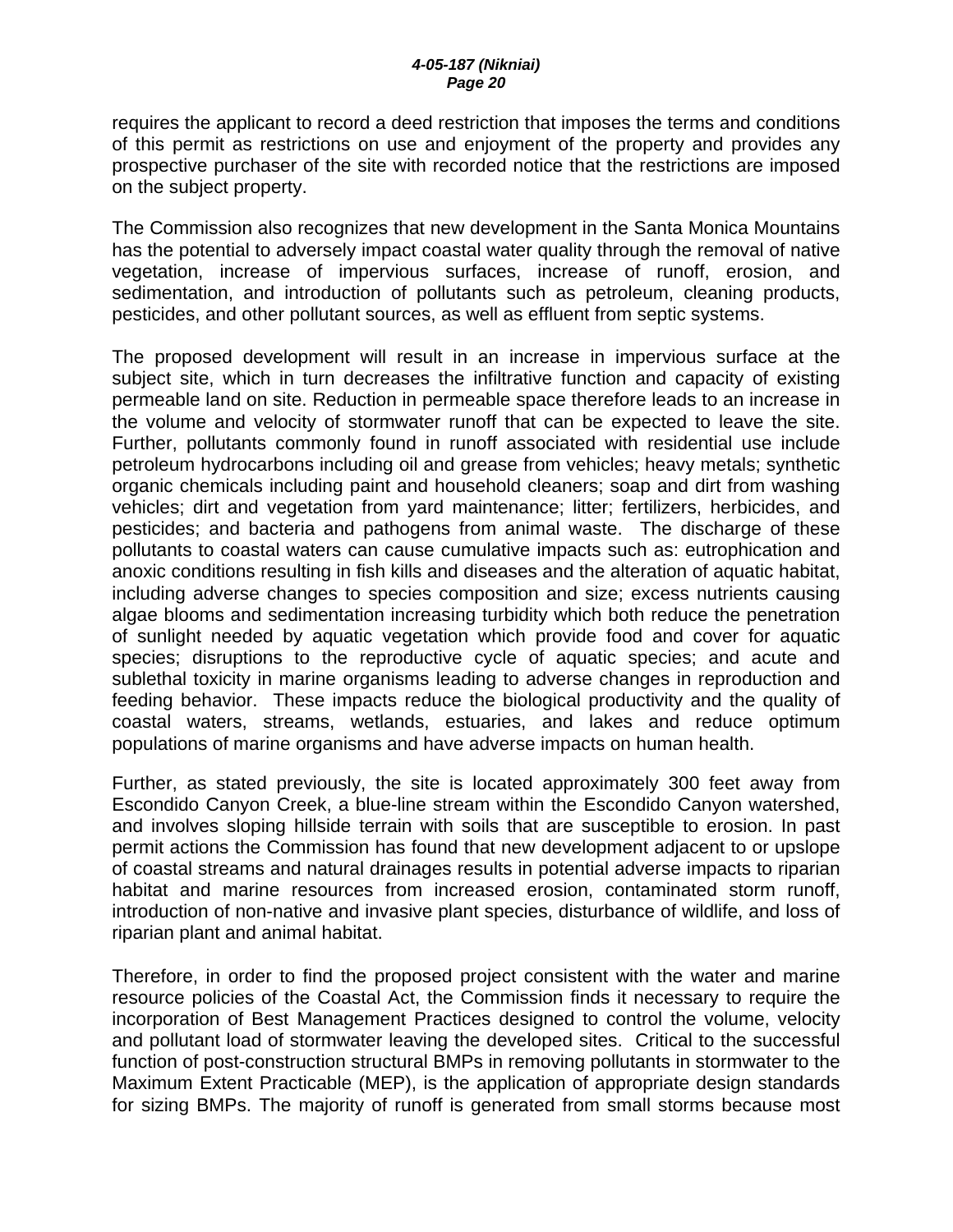requires the applicant to record a deed restriction that imposes the terms and conditions of this permit as restrictions on use and enjoyment of the property and provides any prospective purchaser of the site with recorded notice that the restrictions are imposed on the subject property.

The Commission also recognizes that new development in the Santa Monica Mountains has the potential to adversely impact coastal water quality through the removal of native vegetation, increase of impervious surfaces, increase of runoff, erosion, and sedimentation, and introduction of pollutants such as petroleum, cleaning products, pesticides, and other pollutant sources, as well as effluent from septic systems.

The proposed development will result in an increase in impervious surface at the subject site, which in turn decreases the infiltrative function and capacity of existing permeable land on site. Reduction in permeable space therefore leads to an increase in the volume and velocity of stormwater runoff that can be expected to leave the site. Further, pollutants commonly found in runoff associated with residential use include petroleum hydrocarbons including oil and grease from vehicles; heavy metals; synthetic organic chemicals including paint and household cleaners; soap and dirt from washing vehicles; dirt and vegetation from yard maintenance; litter; fertilizers, herbicides, and pesticides; and bacteria and pathogens from animal waste. The discharge of these pollutants to coastal waters can cause cumulative impacts such as: eutrophication and anoxic conditions resulting in fish kills and diseases and the alteration of aquatic habitat, including adverse changes to species composition and size; excess nutrients causing algae blooms and sedimentation increasing turbidity which both reduce the penetration of sunlight needed by aquatic vegetation which provide food and cover for aquatic species; disruptions to the reproductive cycle of aquatic species; and acute and sublethal toxicity in marine organisms leading to adverse changes in reproduction and feeding behavior. These impacts reduce the biological productivity and the quality of coastal waters, streams, wetlands, estuaries, and lakes and reduce optimum populations of marine organisms and have adverse impacts on human health.

Further, as stated previously, the site is located approximately 300 feet away from Escondido Canyon Creek, a blue-line stream within the Escondido Canyon watershed, and involves sloping hillside terrain with soils that are susceptible to erosion. In past permit actions the Commission has found that new development adjacent to or upslope of coastal streams and natural drainages results in potential adverse impacts to riparian habitat and marine resources from increased erosion, contaminated storm runoff, introduction of non-native and invasive plant species, disturbance of wildlife, and loss of riparian plant and animal habitat.

Therefore, in order to find the proposed project consistent with the water and marine resource policies of the Coastal Act, the Commission finds it necessary to require the incorporation of Best Management Practices designed to control the volume, velocity and pollutant load of stormwater leaving the developed sites. Critical to the successful function of post-construction structural BMPs in removing pollutants in stormwater to the Maximum Extent Practicable (MEP), is the application of appropriate design standards for sizing BMPs. The majority of runoff is generated from small storms because most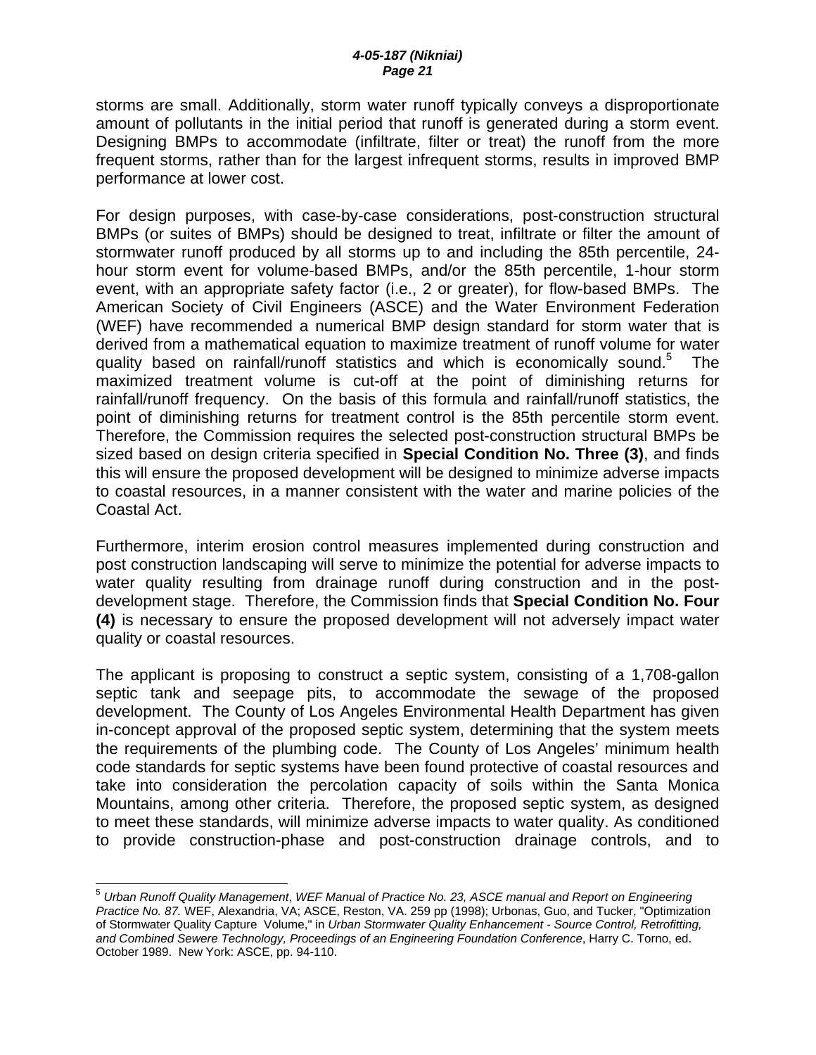storms are small. Additionally, storm water runoff typically conveys a disproportionate amount of pollutants in the initial period that runoff is generated during a storm event. Designing BMPs to accommodate (infiltrate, filter or treat) the runoff from the more frequent storms, rather than for the largest infrequent storms, results in improved BMP performance at lower cost.

For design purposes, with case-by-case considerations, post-construction structural BMPs (or suites of BMPs) should be designed to treat, infiltrate or filter the amount of stormwater runoff produced by all storms up to and including the 85th percentile, 24-hour storm event for volume-based BMPs, and/or the 85th percentile, 1-hour storm event, with an appropriate safety factor (i.e., 2 or greater), for flow-based BMPs. The American Society of Civil Engineers (ASCE) and the Water Environment Federation (WEF) have recommended a numerical BMP design standard for storm water that is derived from a mathematical equation to maximize treatment of runoff volume for water quality based on rainfall/runoff statistics and which is economically sound.[5] The maximized treatment volume is cut-off at the point of diminishing returns for rainfall/runoff frequency. On the basis of this formula and rainfall/runoff statistics, the point of diminishing returns for treatment control is the 85th percentile storm event. Therefore, the Commission requires the selected post-construction structural BMPs be sized based on design criteria specified in **Special Condition No. Three (3)**, and finds this will ensure the proposed development will be designed to minimize adverse impacts to coastal resources, in a manner consistent with the water and marine policies of the Coastal Act.

Furthermore, interim erosion control measures implemented during construction and post construction landscaping will serve to minimize the potential for adverse impacts to water quality resulting from drainage runoff during construction and in the post-development stage. Therefore, the Commission finds that **Special Condition No. Four (4)** is necessary to ensure the proposed development will not adversely impact water quality or coastal resources.

The applicant is proposing to construct a septic system, consisting of a 1,708-gallon septic tank and seepage pits, to accommodate the sewage of the proposed development. The County of Los Angeles Environmental Health Department has given in-concept approval of the proposed septic system, determining that the system meets the requirements of the plumbing code. The County of Los Angeles' minimum health code standards for septic systems have been found protective of coastal resources and take into consideration the percolation capacity of soils within the Santa Monica Mountains, among other criteria. Therefore, the proposed septic system, as designed to meet these standards, will minimize adverse impacts to water quality. As conditioned to provide construction-phase and post-construction drainage controls, and to

---

[5] *Urban Runoff Quality Management*, *WEF Manual of Practice No. 23, ASCE manual and Report on Engineering Practice No. 87.* WEF, Alexandria, VA; ASCE, Reston, VA. 259 pp (1998); Urbonas, Guo, and Tucker, "Optimization of Stormwater Quality Capture Volume," in *Urban Stormwater Quality Enhancement - Source Control, Retrofitting, and Combined Sewere Technology, Proceedings of an Engineering Foundation Conference*, Harry C. Torno, ed. October 1989. New York: ASCE, pp. 94-110.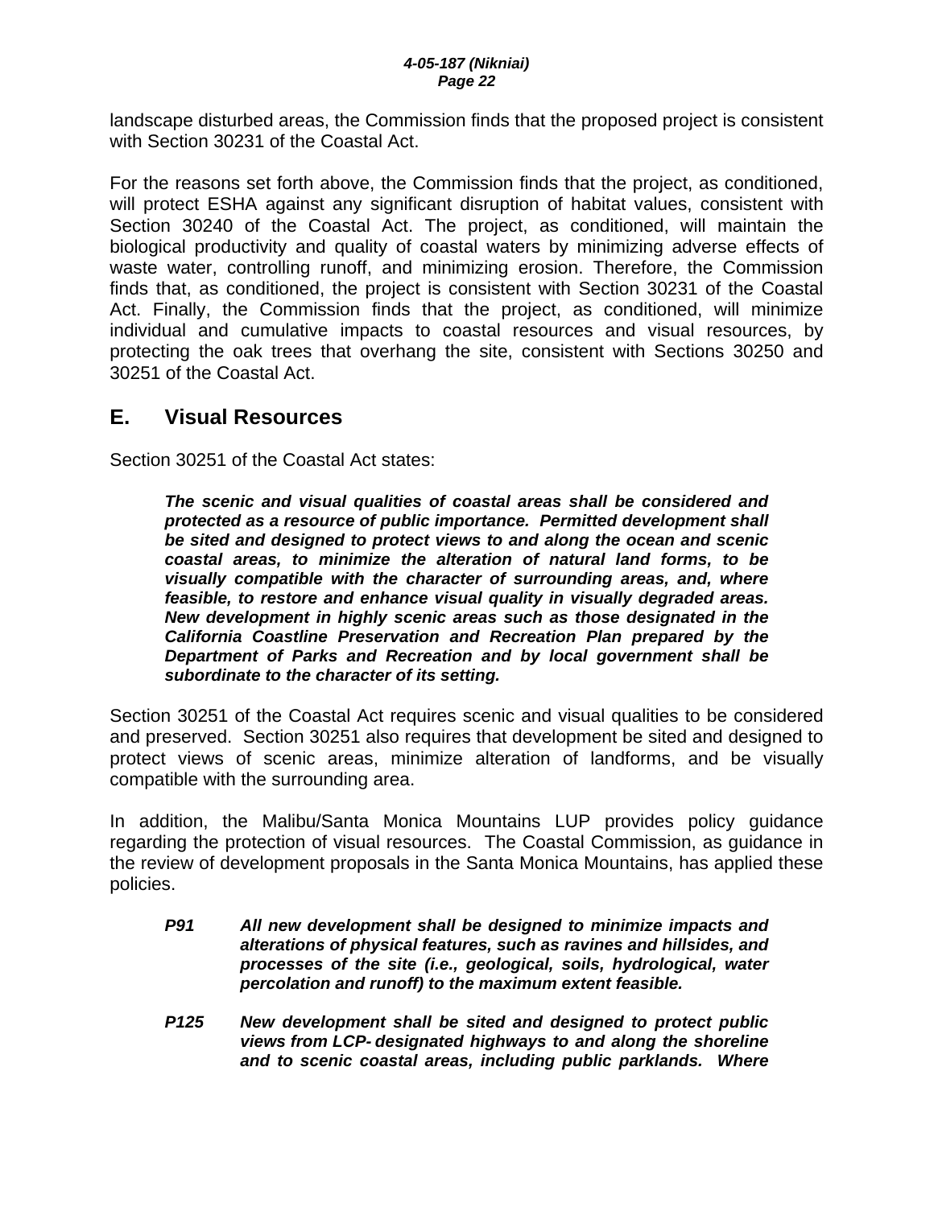landscape disturbed areas, the Commission finds that the proposed project is consistent with Section 30231 of the Coastal Act.

For the reasons set forth above, the Commission finds that the project, as conditioned, will protect ESHA against any significant disruption of habitat values, consistent with Section 30240 of the Coastal Act. The project, as conditioned, will maintain the biological productivity and quality of coastal waters by minimizing adverse effects of waste water, controlling runoff, and minimizing erosion. Therefore, the Commission finds that, as conditioned, the project is consistent with Section 30231 of the Coastal Act. Finally, the Commission finds that the project, as conditioned, will minimize individual and cumulative impacts to coastal resources and visual resources, by protecting the oak trees that overhang the site, consistent with Sections 30250 and 30251 of the Coastal Act.

## E. Visual Resources

Section 30251 of the Coastal Act states:

> ***The scenic and visual qualities of coastal areas shall be considered and protected as a resource of public importance. Permitted development shall be sited and designed to protect views to and along the ocean and scenic coastal areas, to minimize the alteration of natural land forms, to be visually compatible with the character of surrounding areas, and, where feasible, to restore and enhance visual quality in visually degraded areas. New development in highly scenic areas such as those designated in the California Coastline Preservation and Recreation Plan prepared by the Department of Parks and Recreation and by local government shall be subordinate to the character of its setting.***

Section 30251 of the Coastal Act requires scenic and visual qualities to be considered and preserved. Section 30251 also requires that development be sited and designed to protect views of scenic areas, minimize alteration of landforms, and be visually compatible with the surrounding area.

In addition, the Malibu/Santa Monica Mountains LUP provides policy guidance regarding the protection of visual resources. The Coastal Commission, as guidance in the review of development proposals in the Santa Monica Mountains, has applied these policies.

> ***P91*** ***All new development shall be designed to minimize impacts and alterations of physical features, such as ravines and hillsides, and processes of the site (i.e., geological, soils, hydrological, water percolation and runoff) to the maximum extent feasible.***
>
> ***P125*** ***New development shall be sited and designed to protect public views from LCP- designated highways to and along the shoreline and to scenic coastal areas, including public parklands. Where***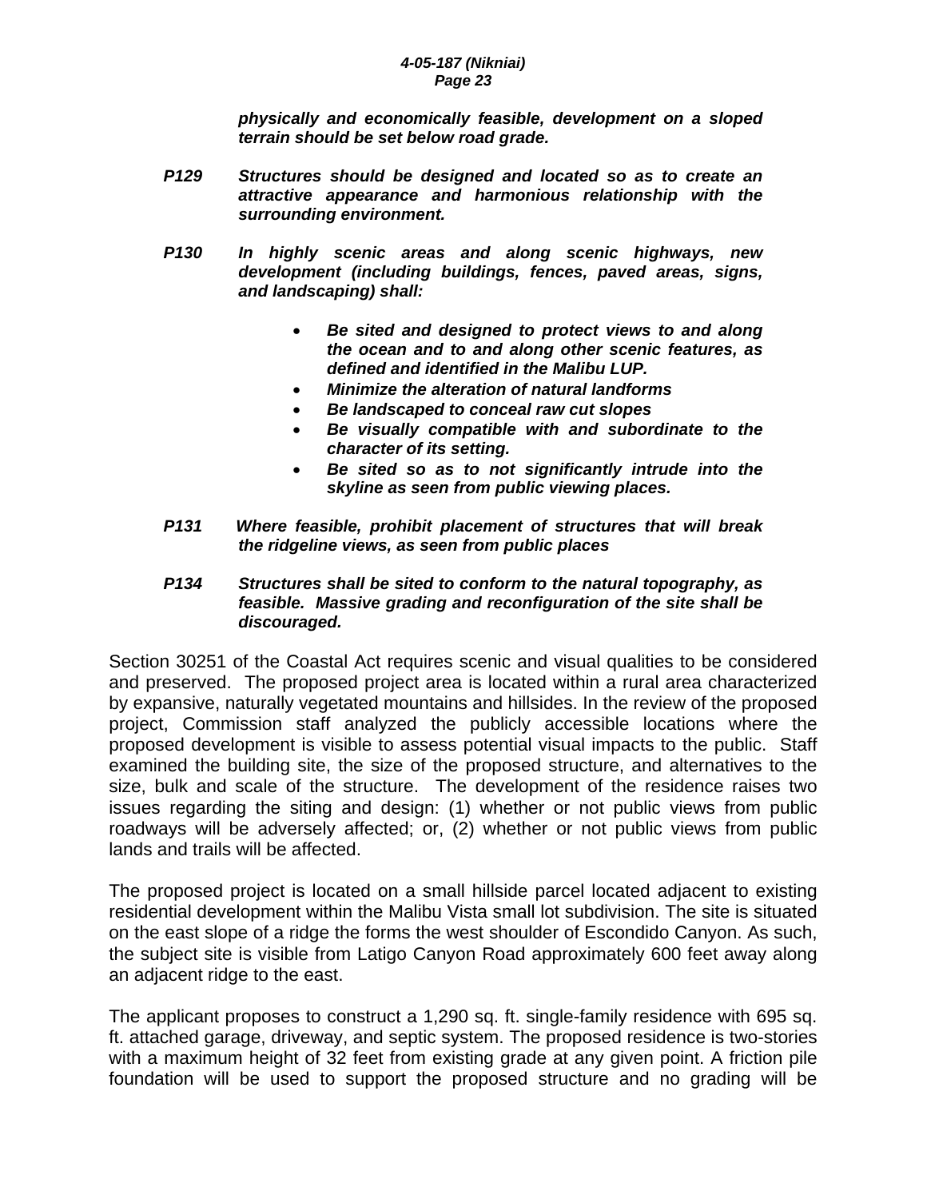***physically and economically feasible, development on a sloped terrain should be set below road grade.***

***P129 Structures should be designed and located so as to create an attractive appearance and harmonious relationship with the surrounding environment.***

***P130 In highly scenic areas and along scenic highways, new development (including buildings, fences, paved areas, signs, and landscaping) shall:***

- ***Be sited and designed to protect views to and along the ocean and to and along other scenic features, as defined and identified in the Malibu LUP.***
- ***Minimize the alteration of natural landforms***
- ***Be landscaped to conceal raw cut slopes***
- ***Be visually compatible with and subordinate to the character of its setting.***
- ***Be sited so as to not significantly intrude into the skyline as seen from public viewing places.***

***P131 Where feasible, prohibit placement of structures that will break the ridgeline views, as seen from public places***

***P134 Structures shall be sited to conform to the natural topography, as feasible. Massive grading and reconfiguration of the site shall be discouraged.***

Section 30251 of the Coastal Act requires scenic and visual qualities to be considered and preserved. The proposed project area is located within a rural area characterized by expansive, naturally vegetated mountains and hillsides. In the review of the proposed project, Commission staff analyzed the publicly accessible locations where the proposed development is visible to assess potential visual impacts to the public. Staff examined the building site, the size of the proposed structure, and alternatives to the size, bulk and scale of the structure. The development of the residence raises two issues regarding the siting and design: (1) whether or not public views from public roadways will be adversely affected; or, (2) whether or not public views from public lands and trails will be affected.

The proposed project is located on a small hillside parcel located adjacent to existing residential development within the Malibu Vista small lot subdivision. The site is situated on the east slope of a ridge the forms the west shoulder of Escondido Canyon. As such, the subject site is visible from Latigo Canyon Road approximately 600 feet away along an adjacent ridge to the east.

The applicant proposes to construct a 1,290 sq. ft. single-family residence with 695 sq. ft. attached garage, driveway, and septic system. The proposed residence is two-stories with a maximum height of 32 feet from existing grade at any given point. A friction pile foundation will be used to support the proposed structure and no grading will be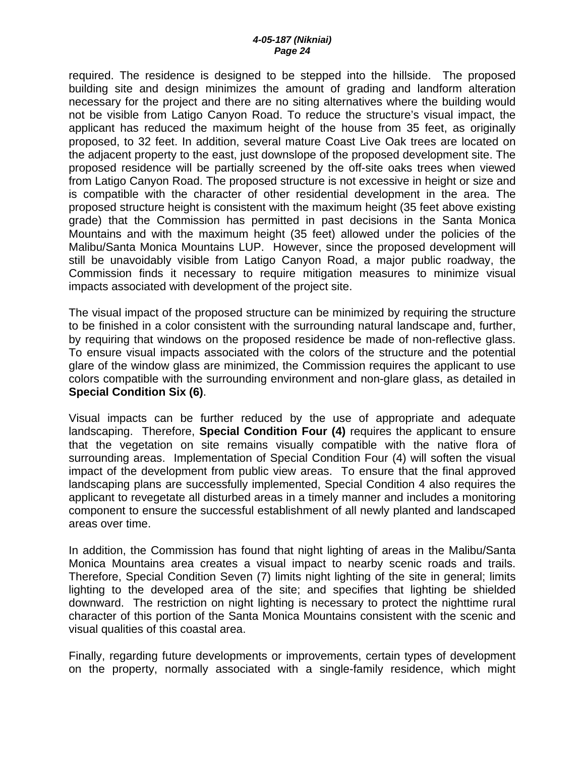required. The residence is designed to be stepped into the hillside. The proposed building site and design minimizes the amount of grading and landform alteration necessary for the project and there are no siting alternatives where the building would not be visible from Latigo Canyon Road. To reduce the structure's visual impact, the applicant has reduced the maximum height of the house from 35 feet, as originally proposed, to 32 feet. In addition, several mature Coast Live Oak trees are located on the adjacent property to the east, just downslope of the proposed development site. The proposed residence will be partially screened by the off-site oaks trees when viewed from Latigo Canyon Road. The proposed structure is not excessive in height or size and is compatible with the character of other residential development in the area. The proposed structure height is consistent with the maximum height (35 feet above existing grade) that the Commission has permitted in past decisions in the Santa Monica Mountains and with the maximum height (35 feet) allowed under the policies of the Malibu/Santa Monica Mountains LUP. However, since the proposed development will still be unavoidably visible from Latigo Canyon Road, a major public roadway, the Commission finds it necessary to require mitigation measures to minimize visual impacts associated with development of the project site.

The visual impact of the proposed structure can be minimized by requiring the structure to be finished in a color consistent with the surrounding natural landscape and, further, by requiring that windows on the proposed residence be made of non-reflective glass. To ensure visual impacts associated with the colors of the structure and the potential glare of the window glass are minimized, the Commission requires the applicant to use colors compatible with the surrounding environment and non-glare glass, as detailed in **Special Condition Six (6)**.

Visual impacts can be further reduced by the use of appropriate and adequate landscaping. Therefore, **Special Condition Four (4)** requires the applicant to ensure that the vegetation on site remains visually compatible with the native flora of surrounding areas. Implementation of Special Condition Four (4) will soften the visual impact of the development from public view areas. To ensure that the final approved landscaping plans are successfully implemented, Special Condition 4 also requires the applicant to revegetate all disturbed areas in a timely manner and includes a monitoring component to ensure the successful establishment of all newly planted and landscaped areas over time.

In addition, the Commission has found that night lighting of areas in the Malibu/Santa Monica Mountains area creates a visual impact to nearby scenic roads and trails. Therefore, Special Condition Seven (7) limits night lighting of the site in general; limits lighting to the developed area of the site; and specifies that lighting be shielded downward. The restriction on night lighting is necessary to protect the nighttime rural character of this portion of the Santa Monica Mountains consistent with the scenic and visual qualities of this coastal area.

Finally, regarding future developments or improvements, certain types of development on the property, normally associated with a single-family residence, which might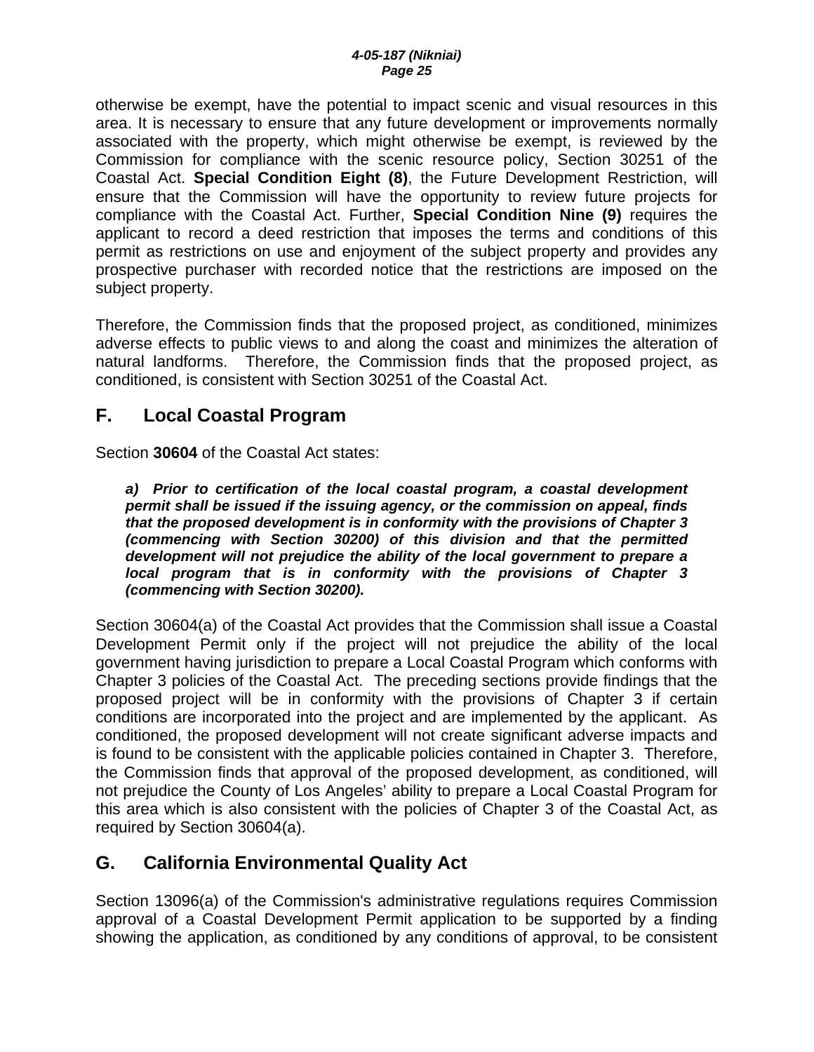otherwise be exempt, have the potential to impact scenic and visual resources in this area. It is necessary to ensure that any future development or improvements normally associated with the property, which might otherwise be exempt, is reviewed by the Commission for compliance with the scenic resource policy, Section 30251 of the Coastal Act. **Special Condition Eight (8)**, the Future Development Restriction, will ensure that the Commission will have the opportunity to review future projects for compliance with the Coastal Act. Further, **Special Condition Nine (9)** requires the applicant to record a deed restriction that imposes the terms and conditions of this permit as restrictions on use and enjoyment of the subject property and provides any prospective purchaser with recorded notice that the restrictions are imposed on the subject property.

Therefore, the Commission finds that the proposed project, as conditioned, minimizes adverse effects to public views to and along the coast and minimizes the alteration of natural landforms. Therefore, the Commission finds that the proposed project, as conditioned, is consistent with Section 30251 of the Coastal Act.

## F. Local Coastal Program

Section **30604** of the Coastal Act states:

> ***a) Prior to certification of the local coastal program, a coastal development permit shall be issued if the issuing agency, or the commission on appeal, finds that the proposed development is in conformity with the provisions of Chapter 3 (commencing with Section 30200) of this division and that the permitted development will not prejudice the ability of the local government to prepare a local program that is in conformity with the provisions of Chapter 3 (commencing with Section 30200).***

Section 30604(a) of the Coastal Act provides that the Commission shall issue a Coastal Development Permit only if the project will not prejudice the ability of the local government having jurisdiction to prepare a Local Coastal Program which conforms with Chapter 3 policies of the Coastal Act. The preceding sections provide findings that the proposed project will be in conformity with the provisions of Chapter 3 if certain conditions are incorporated into the project and are implemented by the applicant. As conditioned, the proposed development will not create significant adverse impacts and is found to be consistent with the applicable policies contained in Chapter 3. Therefore, the Commission finds that approval of the proposed development, as conditioned, will not prejudice the County of Los Angeles' ability to prepare a Local Coastal Program for this area which is also consistent with the policies of Chapter 3 of the Coastal Act, as required by Section 30604(a).

## G. California Environmental Quality Act

Section 13096(a) of the Commission's administrative regulations requires Commission approval of a Coastal Development Permit application to be supported by a finding showing the application, as conditioned by any conditions of approval, to be consistent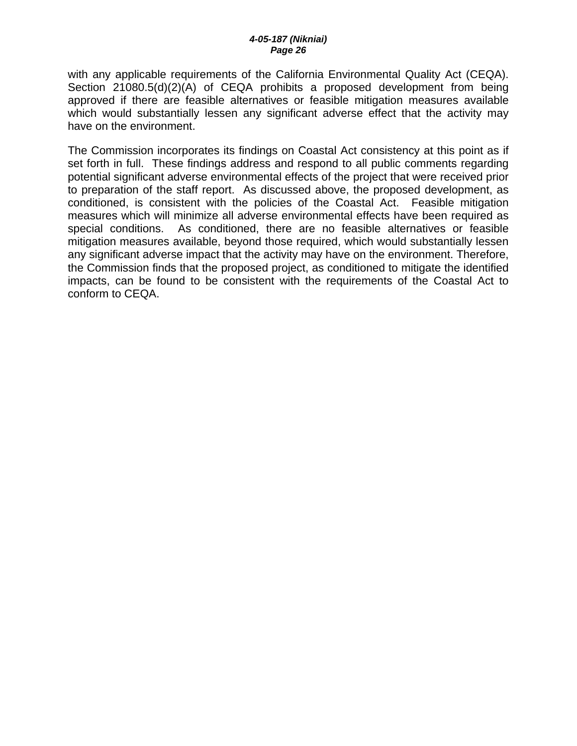with any applicable requirements of the California Environmental Quality Act (CEQA). Section 21080.5(d)(2)(A) of CEQA prohibits a proposed development from being approved if there are feasible alternatives or feasible mitigation measures available which would substantially lessen any significant adverse effect that the activity may have on the environment.

The Commission incorporates its findings on Coastal Act consistency at this point as if set forth in full. These findings address and respond to all public comments regarding potential significant adverse environmental effects of the project that were received prior to preparation of the staff report. As discussed above, the proposed development, as conditioned, is consistent with the policies of the Coastal Act. Feasible mitigation measures which will minimize all adverse environmental effects have been required as special conditions. As conditioned, there are no feasible alternatives or feasible mitigation measures available, beyond those required, which would substantially lessen any significant adverse impact that the activity may have on the environment. Therefore, the Commission finds that the proposed project, as conditioned to mitigate the identified impacts, can be found to be consistent with the requirements of the Coastal Act to conform to CEQA.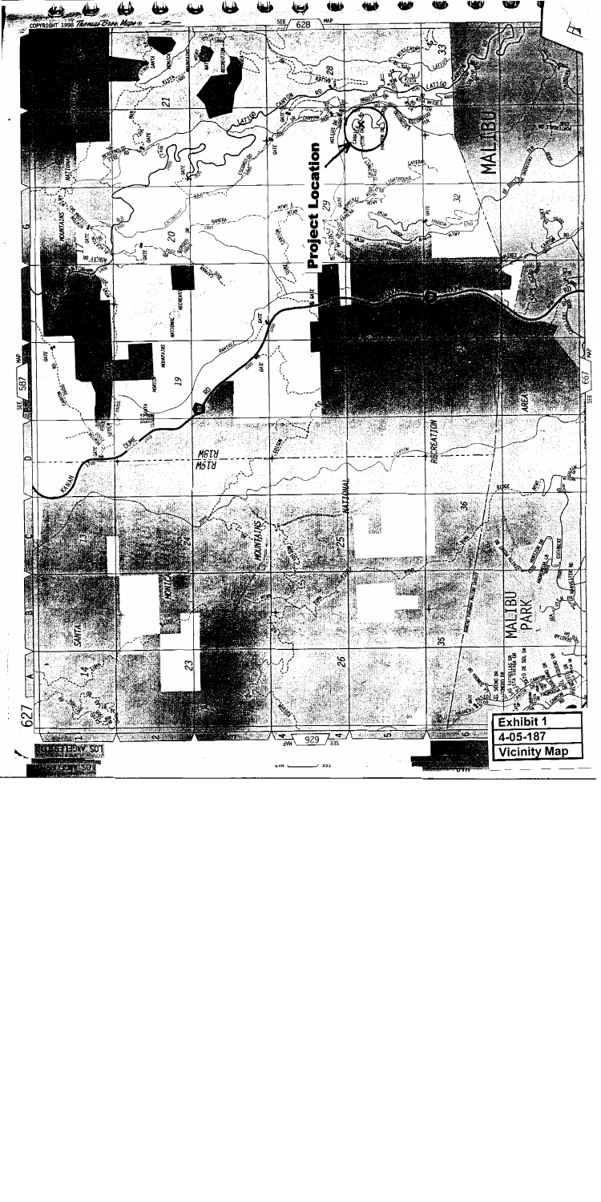**Project Location**

**Exhibit 1**

**4-05-187**

**Vicinity Map**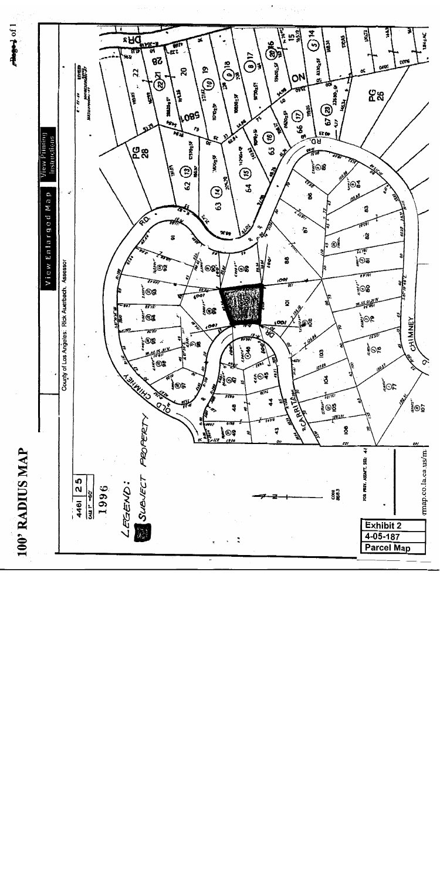# 100' RADIUS MAP

County of Los Angeles: Rick Auerbach, Assessor

View Enlarged Map | View Printing Instructions

4461 | 25

CAB 1" = 60'

1996

LEGEND:

SUBJECT PROPERTY

FOR PREV. ASSM'T. SEE: 44

CODE 8683

OLD CHIMNEY RD.

CARRITA DR

CHIMNEY

PG 28

PG 25

Exhibit 2

4-05-187

Parcel Map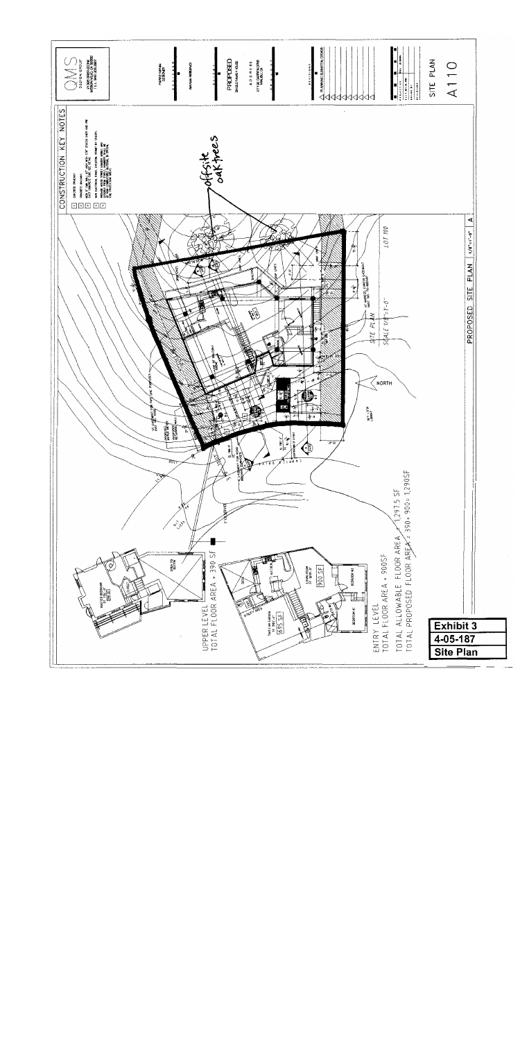## CONSTRUCTION KEY NOTES

offsite oak trees

LOT 100

SITE PLAN
SCALE 1/8"=1'-0"

NORTH

PROPOSED SITE PLAN 1/8"=1'-0"

UPPER LEVEL
TOTAL FLOOR AREA = 390 SF

ENTRY LEVEL
TOTAL FLOOR AREA = 900SF

TOTAL ALLOWABLE FLOOR AREA = 1,297.5 SF
TOTAL PROPOSED FLOOR AREA = 390+ 900= 1,290SF

QMS DESIGN GROUP

PROPOSED SINGLE FAMILY HOUSE

SITE PLAN

A110

**Exhibit 3**
**4-05-187**
**Site Plan**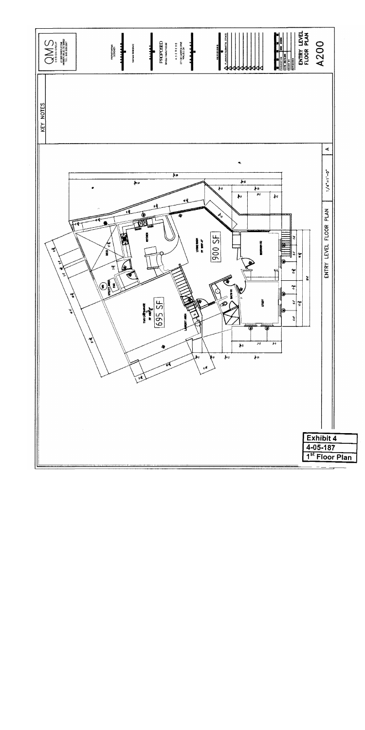**KEY NOTES**

ENTRY LEVEL FLOOR PLAN 1/4" = 1'-0"

900 SF

695 SF

LIVING ROOM

KITCHEN

DECK

UTILITY

TWO CAR GARAGE

LAUNDRY AREA

BATH #1

STUDY

BEDROOM #2

QMS DESIGN GROUP

PROPOSED SINGLE FAMILY HOUSE

ENTRY LEVEL FLOOR PLAN

A200

Exhibit 4
4-05-187
1st Floor Plan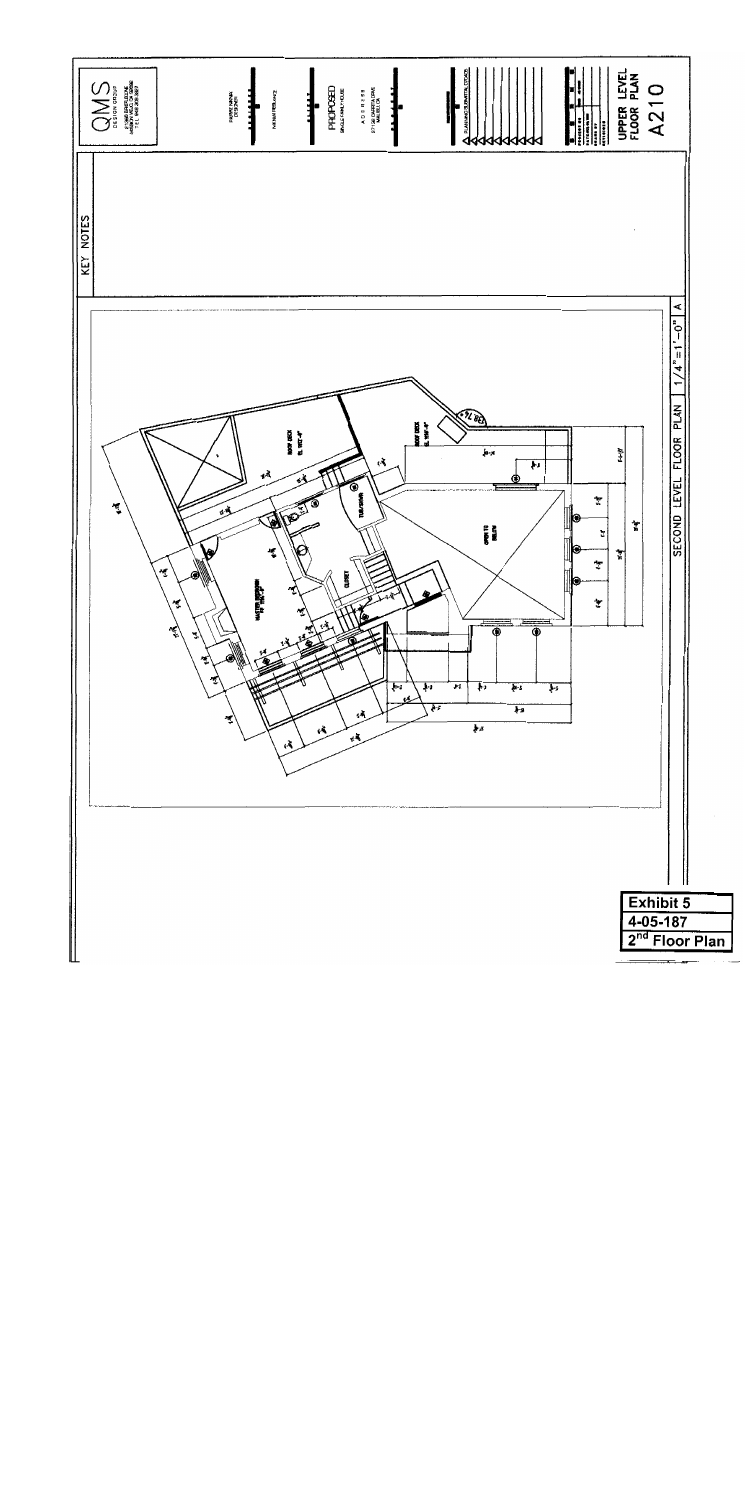QMS
DESIGN GROUP

PROPOSED
SINGLE FAMILY HOUSE

UPPER LEVEL FLOOR PLAN

A210

KEY NOTES

SECOND LEVEL FLOOR PLAN 1/4"=1'-0"

ROOF DECK

OPEN TO BELOW

MASTER BEDROOM

CLOSET

**Exhibit 5**
**4-05-187**
**2nd Floor Plan**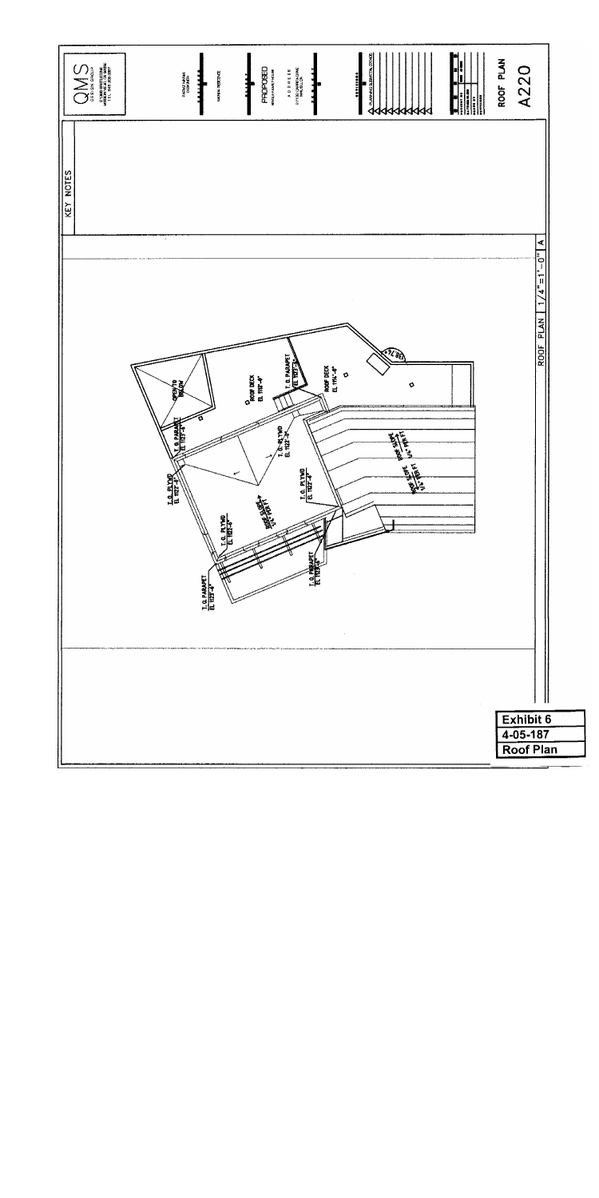KEY NOTES

ROOF PLAN | 1/4"=1'-0" | A

T.O. PARAPET EL. 1123'-4"

T.O. PLYWD EL. 1122'-4"

T.O. PARAPET EL. 1123'-4"

OPEN TO BELOW

ROOF DECK EL. 1112'-4"

T.O. PARAPET EL. 1123'-4"

T.O. PLYWD EL. 1122'-4"

T.O. PLYWD EL. 1122'-4"

ROOF SLOPE 1/4" PER FT

T.O. PLYWD EL. 1122'-4"

T.O. PARAPET EL. 1123'-4"

ROOF DECK EL. 1112'-4"

ROOF SLOPE 1/4" PER FT

ROOF SLOPE 1/4" PER FT

QMS DESIGN GROUP

PROPOSED

ROOF PLAN

A220

Exhibit 6

4-05-187

Roof Plan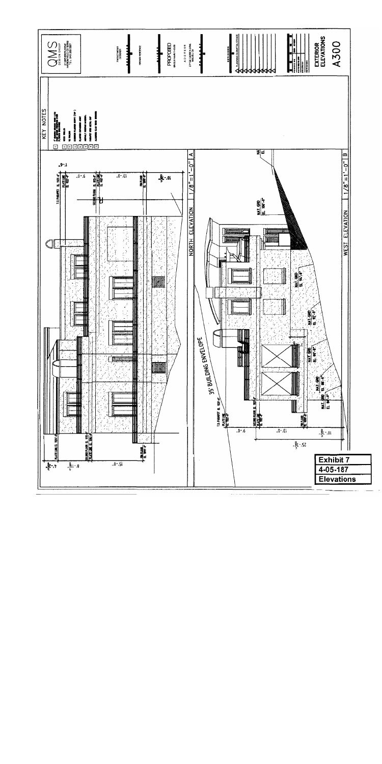QMS DESIGN GROUP

PROPOSED

EXTERIOR ELEVATIONS

A300

KEY NOTES

NORTH ELEVATION 1/8" = 1'-0" A

WEST ELEVATION 1/8" = 1'-0" B

35' BUILDING ENVELOPE

T.O. PARAPET

PLATE LINE

SECOND FLOOR

FIN FLOOR

NAT. GRD

**Exhibit 7**
**4-05-187**
**Elevations**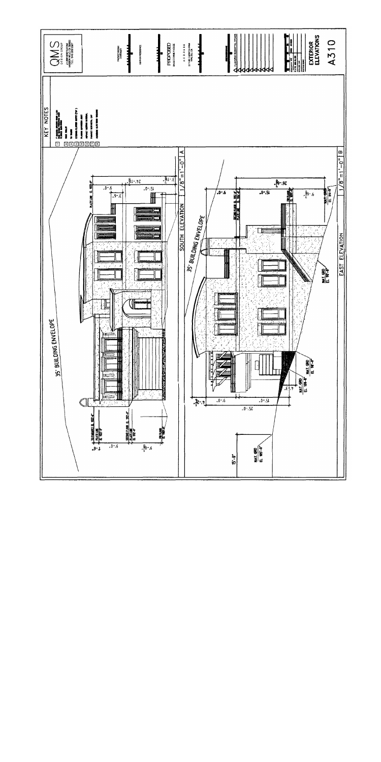# EXTERIOR ELEVATIONS

## A310

QMS DESIGN GROUP

PROPOSED SINGLE FAMILY HOUSE

### KEY NOTES

### SOUTH ELEVATION

1/8" = 1'-0" | A

35' BUILDING ENVELOPE

TOP PARAPET EL. 102'-6"

PLATE LINE EL. 102'-6"

SECOND FLOOR EL. 102'-6"

PLATE LINE

FIN FLOOR EL. 100'-0"

7'-6"

9'-0"

9'-0"

15'-0"

3'-8"

24'-8"

### EAST ELEVATION

1/8" = 1'-0" | B

35' BUILDING ENVELOPE

SECOND FLOOR EL. 110'-6"

PLATE LINE EL. 110'-6"

FIN FLOOR EL. 100'-0"

NAT. GRD EL. 94'-3"

NAT. GRD EL. 98'-4"

NAT. GRD EL. 98'-4"

NAT. GRD EL. 98'-4"

NAT. GRD EL. 95'-8"

15'-0"

9'-0"

15'-0"

26'-8"

9'-8"

4'-2"

25'-0"

9'-0"

15'-0"

6'-1"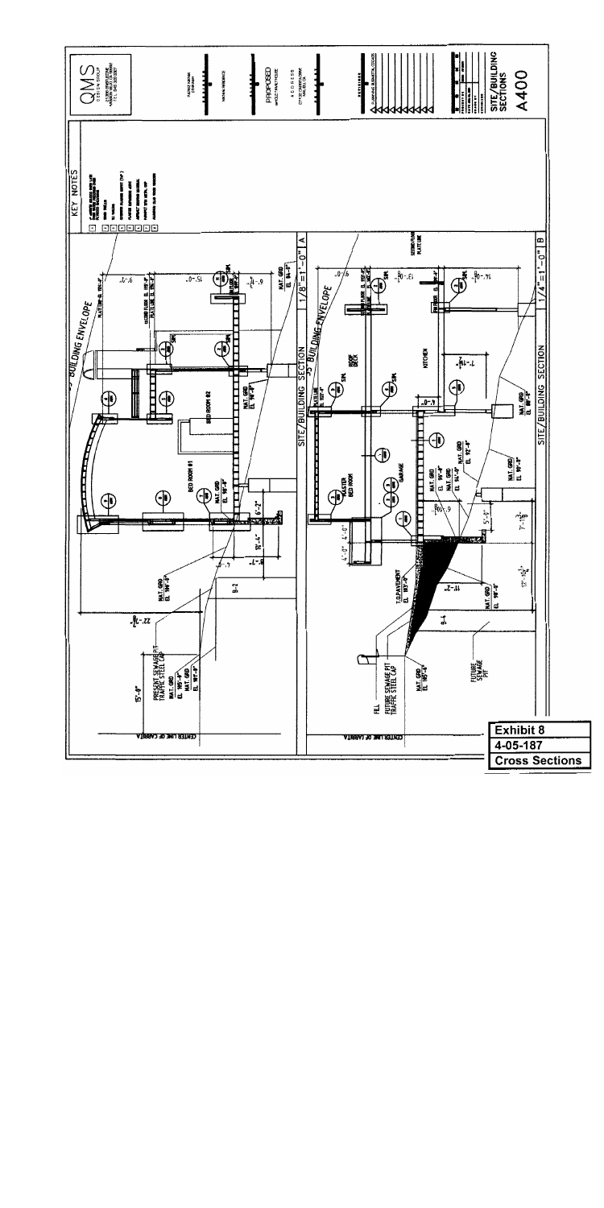**Exhibit 8**

**4-05-187**

**Cross Sections**

SITE/BUILDING SECTIONS

A400

QMS DESIGN GROUP

PROPOSED SINGLE FAMILY HOUSE

KEY NOTES

SITE/BUILDING SECTION 1/8" = 1'-0" A

SITE/BUILDING SECTION 1/4" = 1'-0" B

BUILDING ENVELOPE

BED ROOM #1

BED ROOM #2

MASTER BED ROOM

GARAGE

KITCHEN

ROOF DECK

NAT. GRD

T.O.PAVEMENT

PRESENT SEWAGE PIT TRAFFIC STEEL CAP

FUTURE SEWAGE PIT TRAFFIC STEEL CAP

FUTURE SEWAGE PIT

FILL

CENTER LINE OF CARBITA

B-2

B-4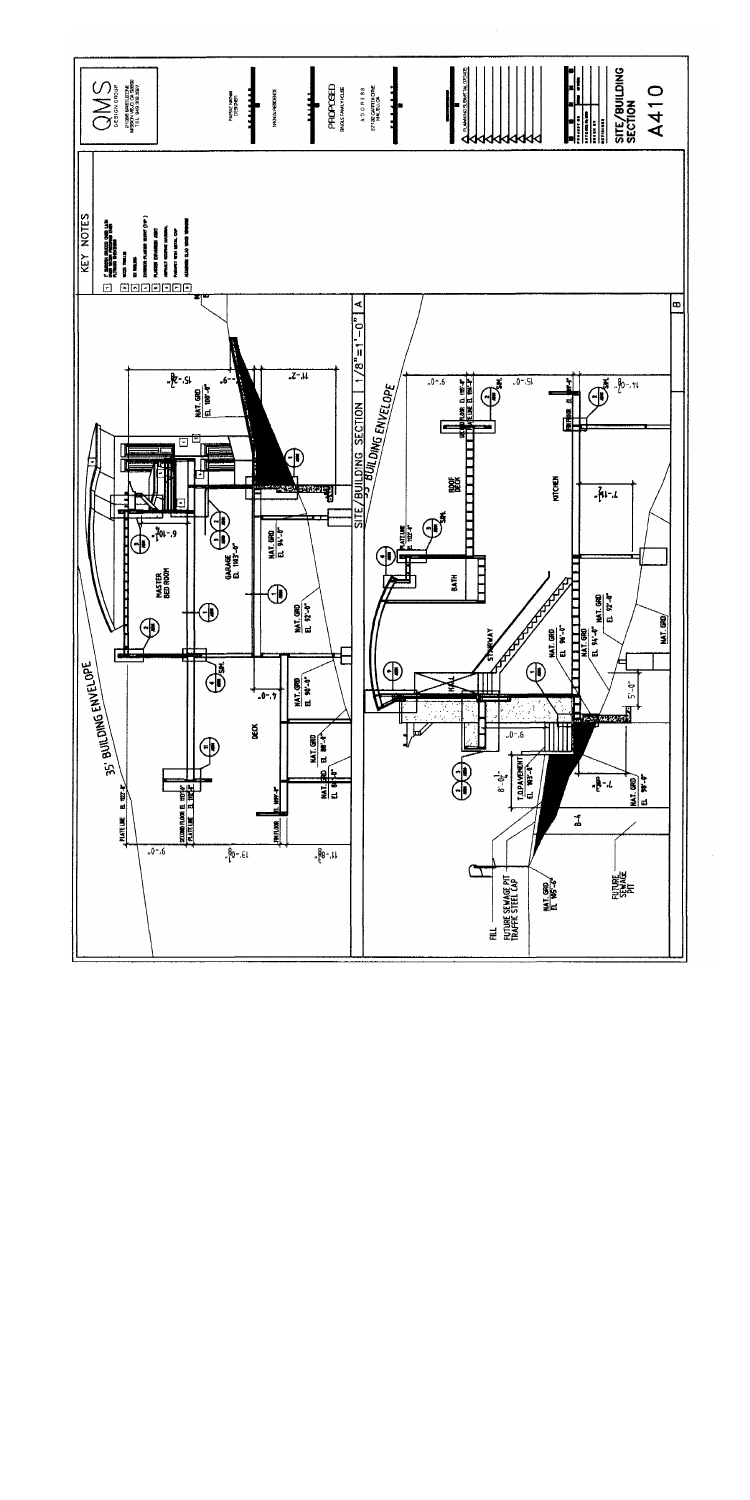# SITE/BUILDING SECTION

A410

QMS DESIGN GROUP

PROPOSED SINGLE FAMILY HOUSE

## KEY NOTES

SITE/BUILDING SECTION 1/8" = 1'-0"

35' BUILDING ENVELOPE

MASTER BED ROOM

GARAGE EL. 118'-4"

DECK

NAT. GRD EL. 94'-0"

NAT. GRD EL. 92'-0"

NAT. GRD EL. 96'-0"

NAT. GRD EL. 88'-4"

PLATE LINE EL. 122'-6"

SECOND FLOOR EL.

FIRST FLOOR

ROOF DECK

BATH

KITCHEN

STAIRWAY

HALL

PLATE LINE

T.O. PAVEMENT

FILL

FUTURE SEWAGE PIT TRAFFIC STEEL CAP

FUTURE SEWAGE PIT

NAT. GRD

9'-0"

15'-0"

13'-0"

11'-0"

7'-0"

8'-0"

5'-0"

B-4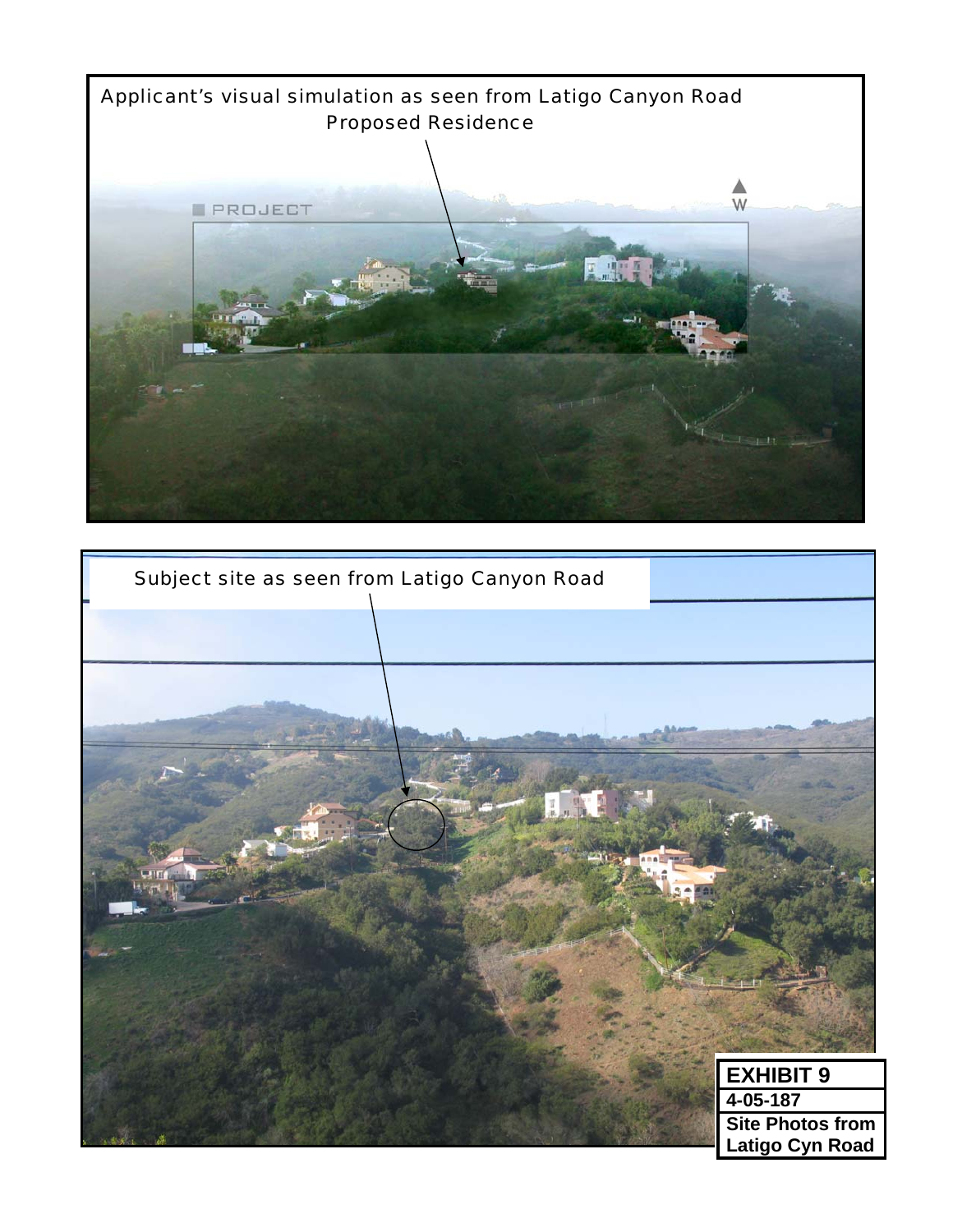Applicant's visual simulation as seen from Latigo Canyon Road

Proposed Residence

PROJECT

W

Subject site as seen from Latigo Canyon Road

| |
|---|
| **EXHIBIT 9** |
| **4-05-187** |
| **Site Photos from Latigo Cyn Road** |